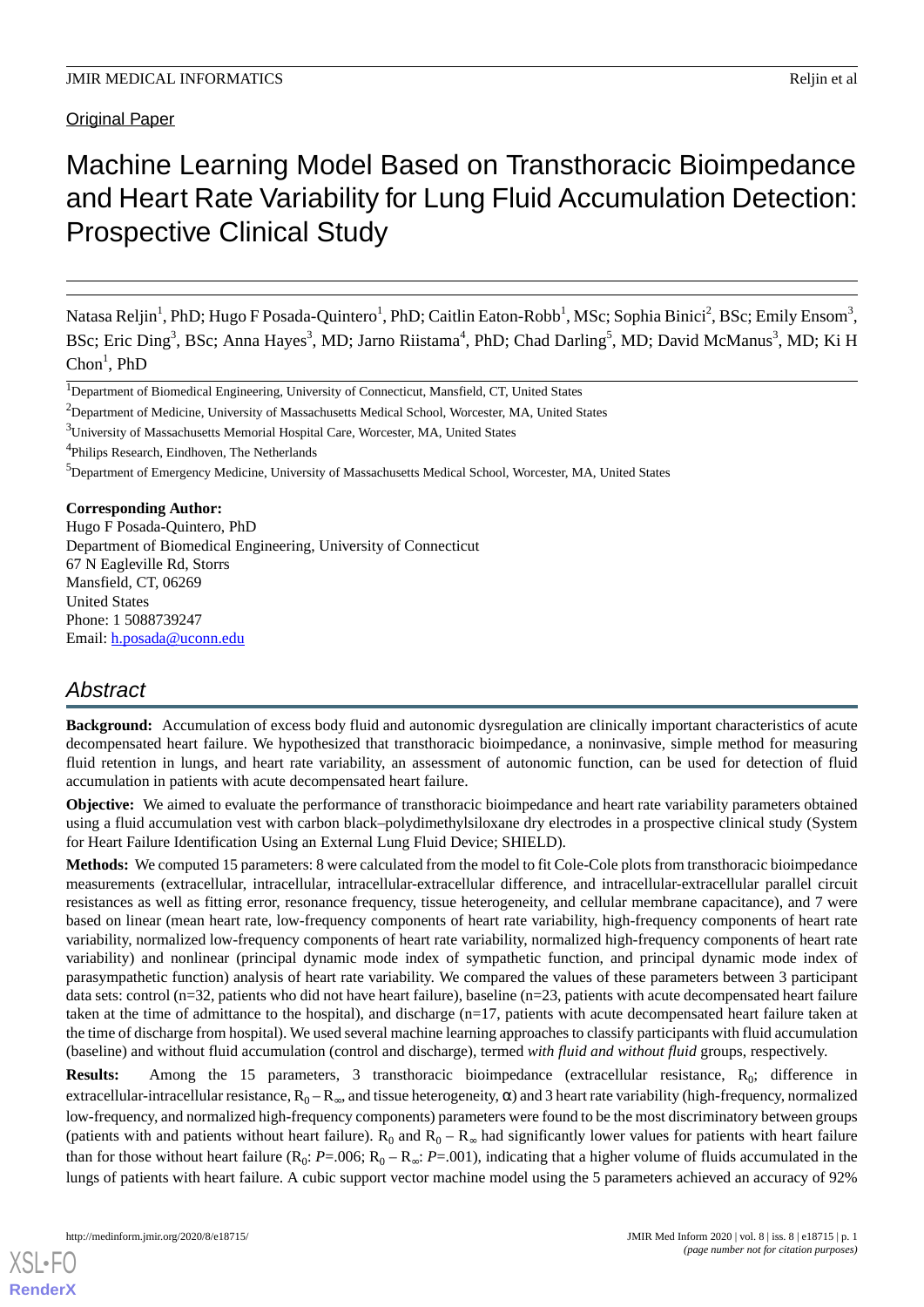Original Paper

# Machine Learning Model Based on Transthoracic Bioimpedance and Heart Rate Variability for Lung Fluid Accumulation Detection: Prospective Clinical Study

Natasa Reljin[1], PhD; Hugo F Posada-Quintero[1], PhD; Caitlin Eaton-Robb[1], MSc; Sophia Binici[2], BSc; Emily Ensom[3], BSc; Eric Ding[3], BSc; Anna Hayes[3], MD; Jarno Riistama[4], PhD; Chad Darling[5], MD; David McManus[3], MD; Ki H Chon[1], PhD

[1]Department of Biomedical Engineering, University of Connecticut, Mansfield, CT, United States

[2]Department of Medicine, University of Massachusetts Medical School, Worcester, MA, United States

[3]University of Massachusetts Memorial Hospital Care, Worcester, MA, United States

[4]Philips Research, Eindhoven, The Netherlands

[5]Department of Emergency Medicine, University of Massachusetts Medical School, Worcester, MA, United States

**Corresponding Author:**
Hugo F Posada-Quintero, PhD
Department of Biomedical Engineering, University of Connecticut
67 N Eagleville Rd, Storrs
Mansfield, CT, 06269
United States
Phone: 1 5088739247
Email: h.posada@uconn.edu

## Abstract

**Background:** Accumulation of excess body fluid and autonomic dysregulation are clinically important characteristics of acute decompensated heart failure. We hypothesized that transthoracic bioimpedance, a noninvasive, simple method for measuring fluid retention in lungs, and heart rate variability, an assessment of autonomic function, can be used for detection of fluid accumulation in patients with acute decompensated heart failure.

**Objective:** We aimed to evaluate the performance of transthoracic bioimpedance and heart rate variability parameters obtained using a fluid accumulation vest with carbon black–polydimethylsiloxane dry electrodes in a prospective clinical study (System for Heart Failure Identification Using an External Lung Fluid Device; SHIELD).

**Methods:** We computed 15 parameters: 8 were calculated from the model to fit Cole-Cole plots from transthoracic bioimpedance measurements (extracellular, intracellular, intracellular-extracellular difference, and intracellular-extracellular parallel circuit resistances as well as fitting error, resonance frequency, tissue heterogeneity, and cellular membrane capacitance), and 7 were based on linear (mean heart rate, low-frequency components of heart rate variability, high-frequency components of heart rate variability, normalized low-frequency components of heart rate variability, normalized high-frequency components of heart rate variability) and nonlinear (principal dynamic mode index of sympathetic function, and principal dynamic mode index of parasympathetic function) analysis of heart rate variability. We compared the values of these parameters between 3 participant data sets: control (n=32, patients who did not have heart failure), baseline (n=23, patients with acute decompensated heart failure taken at the time of admittance to the hospital), and discharge (n=17, patients with acute decompensated heart failure taken at the time of discharge from hospital). We used several machine learning approaches to classify participants with fluid accumulation (baseline) and without fluid accumulation (control and discharge), termed *with fluid and without fluid* groups, respectively.

**Results:** Among the 15 parameters, 3 transthoracic bioimpedance (extracellular resistance, $R_0$; difference in extracellular-intracellular resistance, $R_0 – R_\infty$, and tissue heterogeneity, $\alpha$) and 3 heart rate variability (high-frequency, normalized low-frequency, and normalized high-frequency components) parameters were found to be the most discriminatory between groups (patients with and patients without heart failure). $R_0$ and $R_0 – R_\infty$ had significantly lower values for patients with heart failure than for those without heart failure ($R_0$: $P$=.006; $R_0 – R_\infty$: $P$=.001), indicating that a higher volume of fluids accumulated in the lungs of patients with heart failure. A cubic support vector machine model using the 5 parameters achieved an accuracy of 92%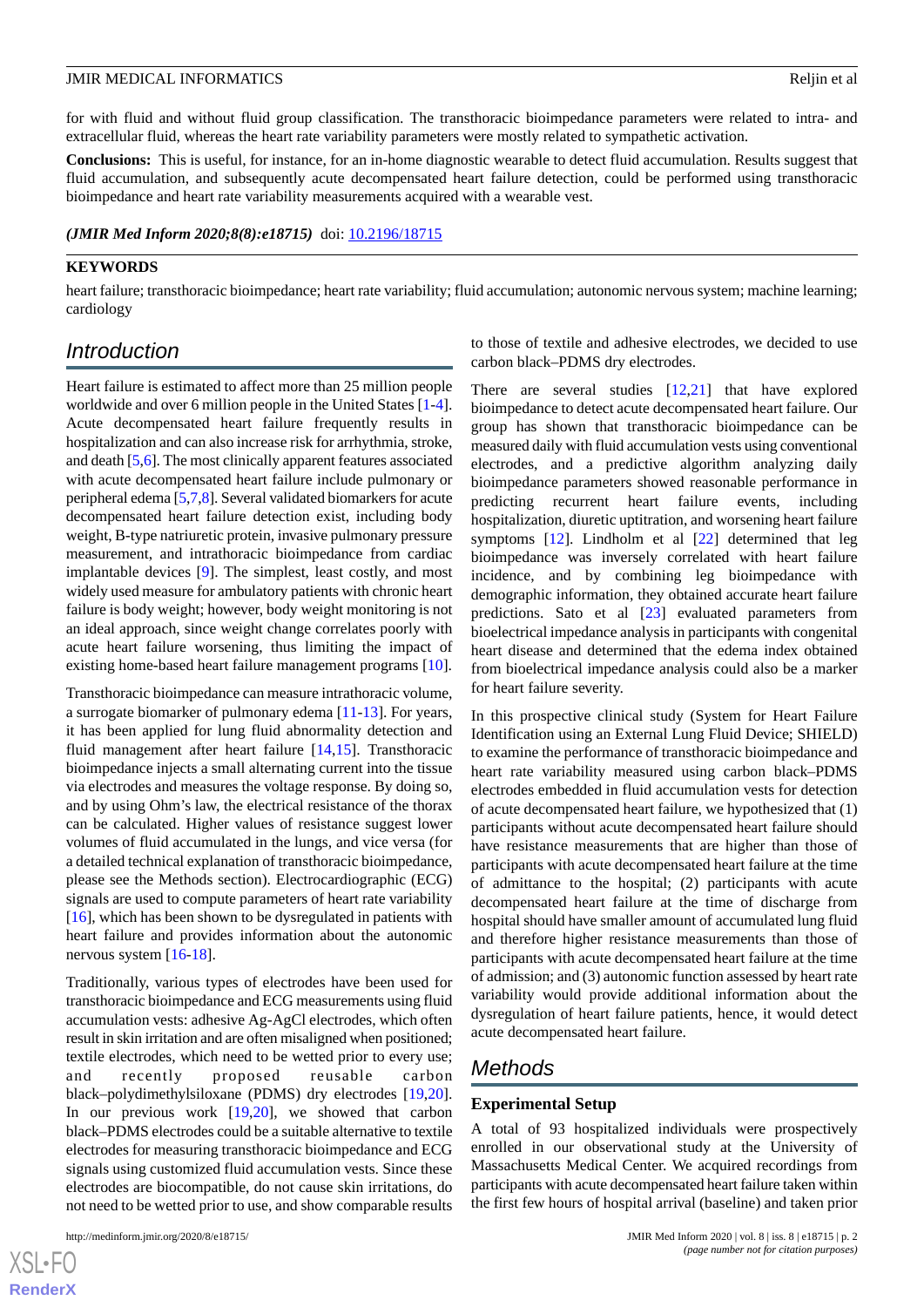for with fluid and without fluid group classification. The transthoracic bioimpedance parameters were related to intra- and extracellular fluid, whereas the heart rate variability parameters were mostly related to sympathetic activation.

**Conclusions:** This is useful, for instance, for an in-home diagnostic wearable to detect fluid accumulation. Results suggest that fluid accumulation, and subsequently acute decompensated heart failure detection, could be performed using transthoracic bioimpedance and heart rate variability measurements acquired with a wearable vest.

***(JMIR Med Inform 2020;8(8):e18715)*** doi: 10.2196/18715

**KEYWORDS**

heart failure; transthoracic bioimpedance; heart rate variability; fluid accumulation; autonomic nervous system; machine learning; cardiology

## Introduction

Heart failure is estimated to affect more than 25 million people worldwide and over 6 million people in the United States [1-4]. Acute decompensated heart failure frequently results in hospitalization and can also increase risk for arrhythmia, stroke, and death [5,6]. The most clinically apparent features associated with acute decompensated heart failure include pulmonary or peripheral edema [5,7,8]. Several validated biomarkers for acute decompensated heart failure detection exist, including body weight, B-type natriuretic protein, invasive pulmonary pressure measurement, and intrathoracic bioimpedance from cardiac implantable devices [9]. The simplest, least costly, and most widely used measure for ambulatory patients with chronic heart failure is body weight; however, body weight monitoring is not an ideal approach, since weight change correlates poorly with acute heart failure worsening, thus limiting the impact of existing home-based heart failure management programs [10].

Transthoracic bioimpedance can measure intrathoracic volume, a surrogate biomarker of pulmonary edema [11-13]. For years, it has been applied for lung fluid abnormality detection and fluid management after heart failure [14,15]. Transthoracic bioimpedance injects a small alternating current into the tissue via electrodes and measures the voltage response. By doing so, and by using Ohm's law, the electrical resistance of the thorax can be calculated. Higher values of resistance suggest lower volumes of fluid accumulated in the lungs, and vice versa (for a detailed technical explanation of transthoracic bioimpedance, please see the Methods section). Electrocardiographic (ECG) signals are used to compute parameters of heart rate variability [16], which has been shown to be dysregulated in patients with heart failure and provides information about the autonomic nervous system [16-18].

Traditionally, various types of electrodes have been used for transthoracic bioimpedance and ECG measurements using fluid accumulation vests: adhesive Ag-AgCl electrodes, which often result in skin irritation and are often misaligned when positioned; textile electrodes, which need to be wetted prior to every use; and recently proposed reusable carbon black–polydimethylsiloxane (PDMS) dry electrodes [19,20]. In our previous work [19,20], we showed that carbon black–PDMS electrodes could be a suitable alternative to textile electrodes for measuring transthoracic bioimpedance and ECG signals using customized fluid accumulation vests. Since these electrodes are biocompatible, do not cause skin irritations, do not need to be wetted prior to use, and show comparable results to those of textile and adhesive electrodes, we decided to use carbon black–PDMS dry electrodes.

There are several studies [12,21] that have explored bioimpedance to detect acute decompensated heart failure. Our group has shown that transthoracic bioimpedance can be measured daily with fluid accumulation vests using conventional electrodes, and a predictive algorithm analyzing daily bioimpedance parameters showed reasonable performance in predicting recurrent heart failure events, including hospitalization, diuretic uptitration, and worsening heart failure symptoms [12]. Lindholm et al [22] determined that leg bioimpedance was inversely correlated with heart failure incidence, and by combining leg bioimpedance with demographic information, they obtained accurate heart failure predictions. Sato et al [23] evaluated parameters from bioelectrical impedance analysis in participants with congenital heart disease and determined that the edema index obtained from bioelectrical impedance analysis could also be a marker for heart failure severity.

In this prospective clinical study (System for Heart Failure Identification using an External Lung Fluid Device; SHIELD) to examine the performance of transthoracic bioimpedance and heart rate variability measured using carbon black–PDMS electrodes embedded in fluid accumulation vests for detection of acute decompensated heart failure, we hypothesized that (1) participants without acute decompensated heart failure should have resistance measurements that are higher than those of participants with acute decompensated heart failure at the time of admittance to the hospital; (2) participants with acute decompensated heart failure at the time of discharge from hospital should have smaller amount of accumulated lung fluid and therefore higher resistance measurements than those of participants with acute decompensated heart failure at the time of admission; and (3) autonomic function assessed by heart rate variability would provide additional information about the dysregulation of heart failure patients, hence, it would detect acute decompensated heart failure.

## Methods

### Experimental Setup

A total of 93 hospitalized individuals were prospectively enrolled in our observational study at the University of Massachusetts Medical Center. We acquired recordings from participants with acute decompensated heart failure taken within the first few hours of hospital arrival (baseline) and taken prior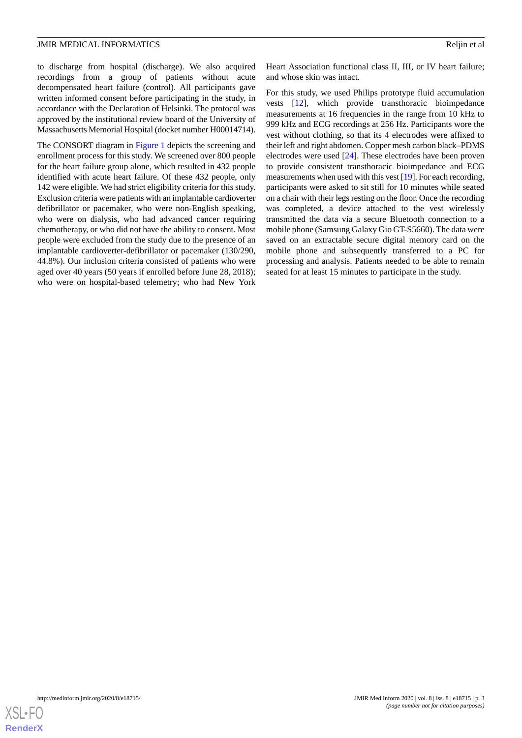to discharge from hospital (discharge). We also acquired recordings from a group of patients without acute decompensated heart failure (control). All participants gave written informed consent before participating in the study, in accordance with the Declaration of Helsinki. The protocol was approved by the institutional review board of the University of Massachusetts Memorial Hospital (docket number H00014714).

The CONSORT diagram in Figure 1 depicts the screening and enrollment process for this study. We screened over 800 people for the heart failure group alone, which resulted in 432 people identified with acute heart failure. Of these 432 people, only 142 were eligible. We had strict eligibility criteria for this study. Exclusion criteria were patients with an implantable cardioverter defibrillator or pacemaker, who were non-English speaking, who were on dialysis, who had advanced cancer requiring chemotherapy, or who did not have the ability to consent. Most people were excluded from the study due to the presence of an implantable cardioverter-defibrillator or pacemaker (130/290, 44.8%). Our inclusion criteria consisted of patients who were aged over 40 years (50 years if enrolled before June 28, 2018); who were on hospital-based telemetry; who had New York Heart Association functional class II, III, or IV heart failure; and whose skin was intact.

For this study, we used Philips prototype fluid accumulation vests [12], which provide transthoracic bioimpedance measurements at 16 frequencies in the range from 10 kHz to 999 kHz and ECG recordings at 256 Hz. Participants wore the vest without clothing, so that its 4 electrodes were affixed to their left and right abdomen. Copper mesh carbon black–PDMS electrodes were used [24]. These electrodes have been proven to provide consistent transthoracic bioimpedance and ECG measurements when used with this vest [19]. For each recording, participants were asked to sit still for 10 minutes while seated on a chair with their legs resting on the floor. Once the recording was completed, a device attached to the vest wirelessly transmitted the data via a secure Bluetooth connection to a mobile phone (Samsung Galaxy Gio GT-S5660). The data were saved on an extractable secure digital memory card on the mobile phone and subsequently transferred to a PC for processing and analysis. Patients needed to be able to remain seated for at least 15 minutes to participate in the study.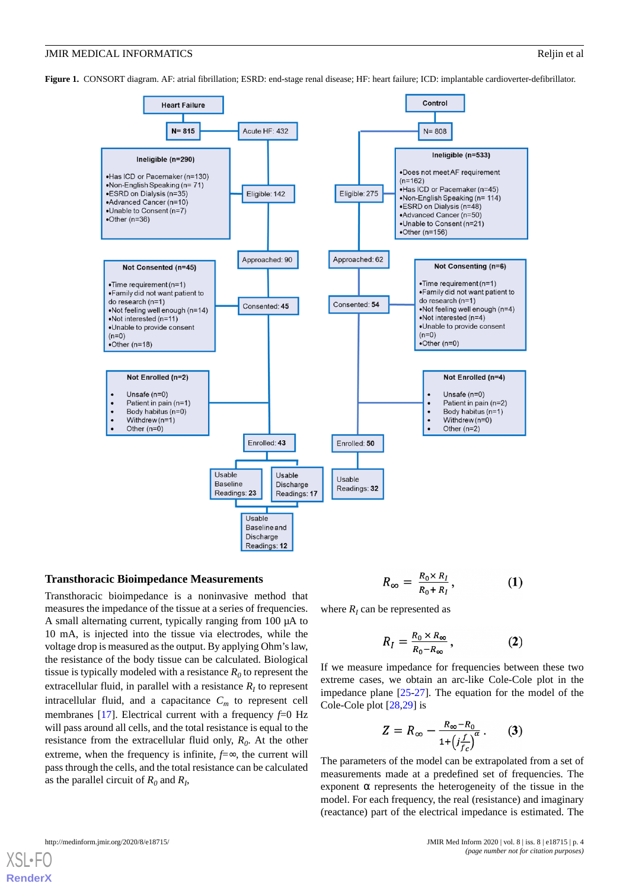**Figure 1.** CONSORT diagram. AF: atrial fibrillation; ESRD: end-stage renal disease; HF: heart failure; ICD: implantable cardioverter-defibrillator.

Heart Failure

N= 815

Acute HF: 432

Ineligible (n=290)

- Has ICD or Pacemaker (n=130)
- Non-English Speaking (n= 71)
- ESRD on Dialysis (n=35)
- Advanced Cancer (n=10)
- Unable to Consent (n=7)
- Other (n=36)

Eligible: 142

Approached: 90

Not Consented (n=45)

- Time requirement (n=1)
- Family did not want patient to do research (n=1)
- Not feeling well enough (n=14)
- Not interested (n=11)
- Unable to provide consent (n=0)
- Other (n=18)

Consented: 45

Not Enrolled (n=2)

- Unsafe (n=0)
- Patient in pain (n=1)
- Body habitus (n=0)
- Withdrew (n=1)
- Other (n=0)

Enrolled: 43

Usable Baseline Readings: 23

Usable Discharge Readings: 17

Usable Baseline and Discharge Readings: 12

Control

N= 808

Ineligible (n=533)

- Does not meet AF requirement (n=162)
- Has ICD or Pacemaker (n=45)
- Non-English Speaking (n= 114)
- ESRD on Dialysis (n=48)
- Advanced Cancer (n=50)
- Unable to Consent (n=21)
- Other (n=156)

Eligible: 275

Approached: 62

Not Consenting (n=6)

- Time requirement (n=1)
- Family did not want patient to do research (n=1)
- Not feeling well enough (n=4)
- Not interested (n=4)
- Unable to provide consent (n=0)
- Other (n=0)

Consented: 54

Not Enrolled (n=4)

- Unsafe (n=0)
- Patient in pain (n=2)
- Body habitus (n=1)
- Withdrew (n=0)
- Other (n=2)

Enrolled: 50

Usable Readings: 32

### Transthoracic Bioimpedance Measurements

Transthoracic bioimpedance is a noninvasive method that measures the impedance of the tissue at a series of frequencies. A small alternating current, typically ranging from 100 µA to 10 mA, is injected into the tissue via electrodes, while the voltage drop is measured as the output. By applying Ohm's law, the resistance of the body tissue can be calculated. Biological tissue is typically modeled with a resistance $R_0$ to represent the extracellular fluid, in parallel with a resistance $R_I$ to represent intracellular fluid, and a capacitance $C_m$ to represent cell membranes [17]. Electrical current with a frequency $f$=0 Hz will pass around all cells, and the total resistance is equal to the resistance from the extracellular fluid only, $R_0$. At the other extreme, when the frequency is infinite, $f$=∞, the current will pass through the cells, and the total resistance can be calculated as the parallel circuit of $R_0$ and $R_I$,

$$R_\infty = \frac{R_0 \times R_I}{R_0 + R_I}, \quad (1)$$

where $R_I$ can be represented as

$$R_I = \frac{R_0 \times R_\infty}{R_0 - R_\infty}, \quad (2)$$

If we measure impedance for frequencies between these two extreme cases, we obtain an arc-like Cole-Cole plot in the impedance plane [25-27]. The equation for the model of the Cole-Cole plot [28,29] is

$$Z = R_\infty - \frac{R_\infty - R_0}{1+\left(j\frac{f}{f_C}\right)^\alpha}. \quad (3)$$

The parameters of the model can be extrapolated from a set of measurements made at a predefined set of frequencies. The exponent α represents the heterogeneity of the tissue in the model. For each frequency, the real (resistance) and imaginary (reactance) part of the electrical impedance is estimated. The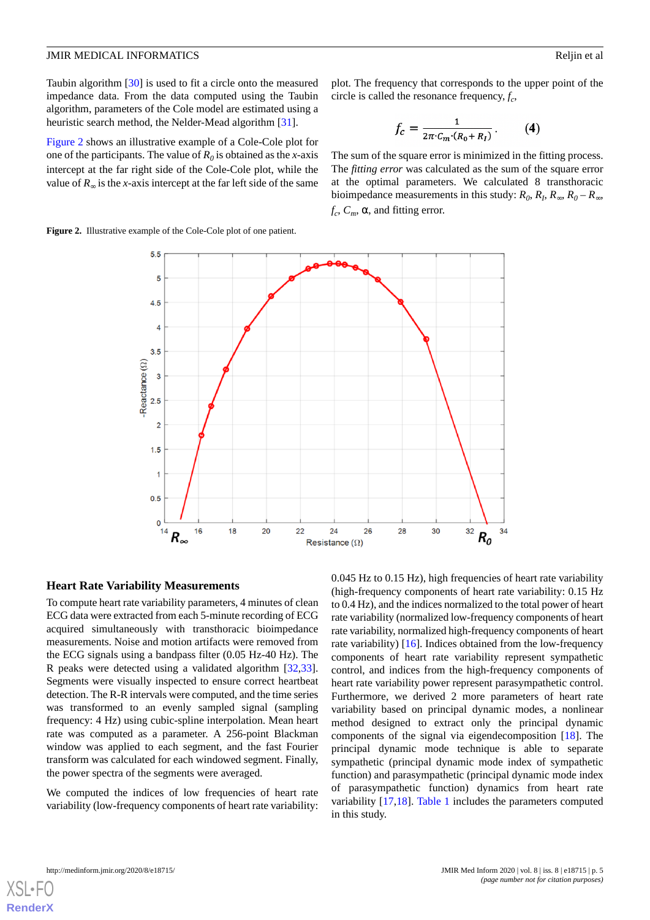Taubin algorithm [30] is used to fit a circle onto the measured impedance data. From the data computed using the Taubin algorithm, parameters of the Cole model are estimated using a heuristic search method, the Nelder-Mead algorithm [31].

Figure 2 shows an illustrative example of a Cole-Cole plot for one of the participants. The value of $R_0$ is obtained as the *x*-axis intercept at the far right side of the Cole-Cole plot, while the value of $R_\infty$ is the *x*-axis intercept at the far left side of the same plot. The frequency that corresponds to the upper point of the circle is called the resonance frequency, $f_c$,

$$f_c = \frac{1}{2\pi \cdot C_m \cdot (R_0 + R_I)}. \quad (4)$$

The sum of the square error is minimized in the fitting process. The *fitting error* was calculated as the sum of the square error at the optimal parameters. We calculated 8 transthoracic bioimpedance measurements in this study: $R_0$, $R_I$, $R_\infty$, $R_0 - R_\infty$, $f_c$, $C_m$, α, and fitting error.

**Figure 2.** Illustrative example of the Cole-Cole plot of one patient.

## Heart Rate Variability Measurements

To compute heart rate variability parameters, 4 minutes of clean ECG data were extracted from each 5-minute recording of ECG acquired simultaneously with transthoracic bioimpedance measurements. Noise and motion artifacts were removed from the ECG signals using a bandpass filter (0.05 Hz-40 Hz). The R peaks were detected using a validated algorithm [32,33]. Segments were visually inspected to ensure correct heartbeat detection. The R-R intervals were computed, and the time series was transformed to an evenly sampled signal (sampling frequency: 4 Hz) using cubic-spline interpolation. Mean heart rate was computed as a parameter. A 256-point Blackman window was applied to each segment, and the fast Fourier transform was calculated for each windowed segment. Finally, the power spectra of the segments were averaged.

We computed the indices of low frequencies of heart rate variability (low-frequency components of heart rate variability: 0.045 Hz to 0.15 Hz), high frequencies of heart rate variability (high-frequency components of heart rate variability: 0.15 Hz to 0.4 Hz), and the indices normalized to the total power of heart rate variability (normalized low-frequency components of heart rate variability, normalized high-frequency components of heart rate variability) [16]. Indices obtained from the low-frequency components of heart rate variability represent sympathetic control, and indices from the high-frequency components of heart rate variability power represent parasympathetic control. Furthermore, we derived 2 more parameters of heart rate variability based on principal dynamic modes, a nonlinear method designed to extract only the principal dynamic components of the signal via eigendecomposition [18]. The principal dynamic mode technique is able to separate sympathetic (principal dynamic mode index of sympathetic function) and parasympathetic (principal dynamic mode index of parasympathetic function) dynamics from heart rate variability [17,18]. Table 1 includes the parameters computed in this study.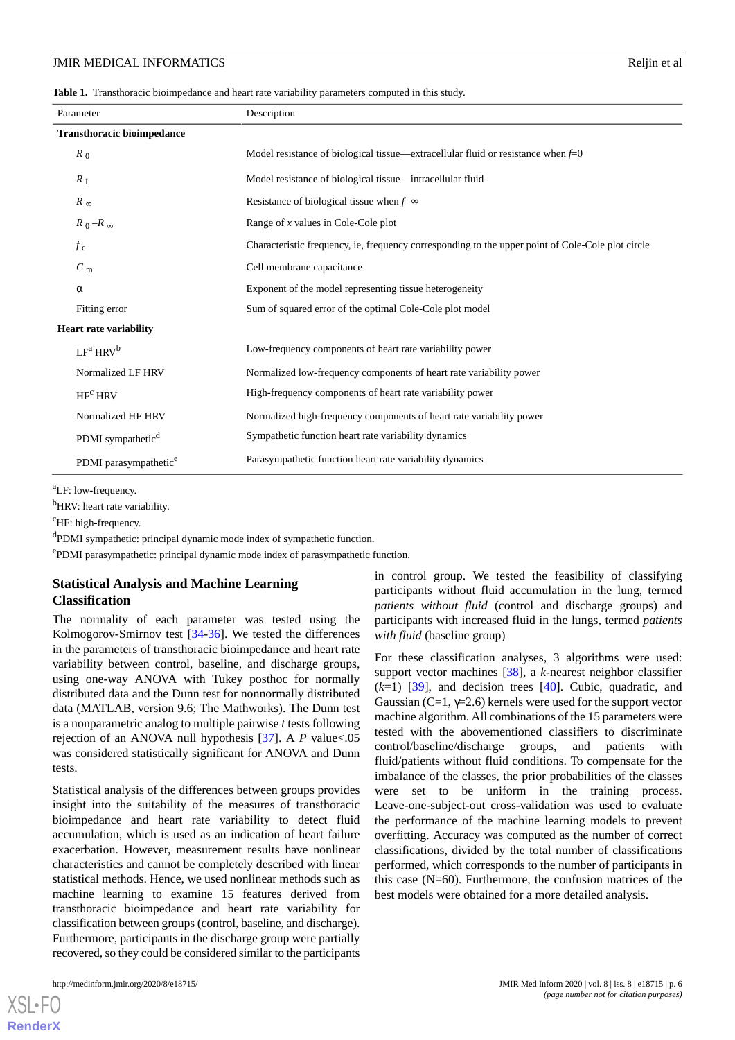**Table 1.** Transthoracic bioimpedance and heart rate variability parameters computed in this study.

| Parameter | Description |
|---|---|
| **Transthoracic bioimpedance** | |
| $R_0$ | Model resistance of biological tissue—extracellular fluid or resistance when $f$=0 |
| $R_I$ | Model resistance of biological tissue—intracellular fluid |
| $R_\infty$ | Resistance of biological tissue when $f$=∞ |
| $R_0 – R_\infty$ | Range of $x$ values in Cole-Cole plot |
| $f_c$ | Characteristic frequency, ie, frequency corresponding to the upper point of Cole-Cole plot circle |
| $C_m$ | Cell membrane capacitance |
| α | Exponent of the model representing tissue heterogeneity |
| Fitting error | Sum of squared error of the optimal Cole-Cole plot model |
| **Heart rate variability** | |
| LF[a] HRV[b] | Low-frequency components of heart rate variability power |
| Normalized LF HRV | Normalized low-frequency components of heart rate variability power |
| HF[c] HRV | High-frequency components of heart rate variability power |
| Normalized HF HRV | Normalized high-frequency components of heart rate variability power |
| PDMI sympathetic[d] | Sympathetic function heart rate variability dynamics |
| PDMI parasympathetic[e] | Parasympathetic function heart rate variability dynamics |

[a]LF: low-frequency.

[b]HRV: heart rate variability.

[c]HF: high-frequency.

[d]PDMI sympathetic: principal dynamic mode index of sympathetic function.

[e]PDMI parasympathetic: principal dynamic mode index of parasympathetic function.

## Statistical Analysis and Machine Learning Classification

The normality of each parameter was tested using the Kolmogorov-Smirnov test [34-36]. We tested the differences in the parameters of transthoracic bioimpedance and heart rate variability between control, baseline, and discharge groups, using one-way ANOVA with Tukey posthoc for normally distributed data and the Dunn test for nonnormally distributed data (MATLAB, version 9.6; The Mathworks). The Dunn test is a nonparametric analog to multiple pairwise $t$ tests following rejection of an ANOVA null hypothesis [37]. A $P$ value<.05 was considered statistically significant for ANOVA and Dunn tests.

Statistical analysis of the differences between groups provides insight into the suitability of the measures of transthoracic bioimpedance and heart rate variability to detect fluid accumulation, which is used as an indication of heart failure exacerbation. However, measurement results have nonlinear characteristics and cannot be completely described with linear statistical methods. Hence, we used nonlinear methods such as machine learning to examine 15 features derived from transthoracic bioimpedance and heart rate variability for classification between groups (control, baseline, and discharge). Furthermore, participants in the discharge group were partially recovered, so they could be considered similar to the participants in control group. We tested the feasibility of classifying participants without fluid accumulation in the lung, termed *patients without fluid* (control and discharge groups) and participants with increased fluid in the lungs, termed *patients with fluid* (baseline group)

For these classification analyses, 3 algorithms were used: support vector machines [38], a $k$-nearest neighbor classifier ($k$=1) [39], and decision trees [40]. Cubic, quadratic, and Gaussian (C=1, γ=2.6) kernels were used for the support vector machine algorithm. All combinations of the 15 parameters were tested with the abovementioned classifiers to discriminate control/baseline/discharge groups, and patients with fluid/patients without fluid conditions. To compensate for the imbalance of the classes, the prior probabilities of the classes were set to be uniform in the training process. Leave-one-subject-out cross-validation was used to evaluate the performance of the machine learning models to prevent overfitting. Accuracy was computed as the number of correct classifications, divided by the total number of classifications performed, which corresponds to the number of participants in this case (N=60). Furthermore, the confusion matrices of the best models were obtained for a more detailed analysis.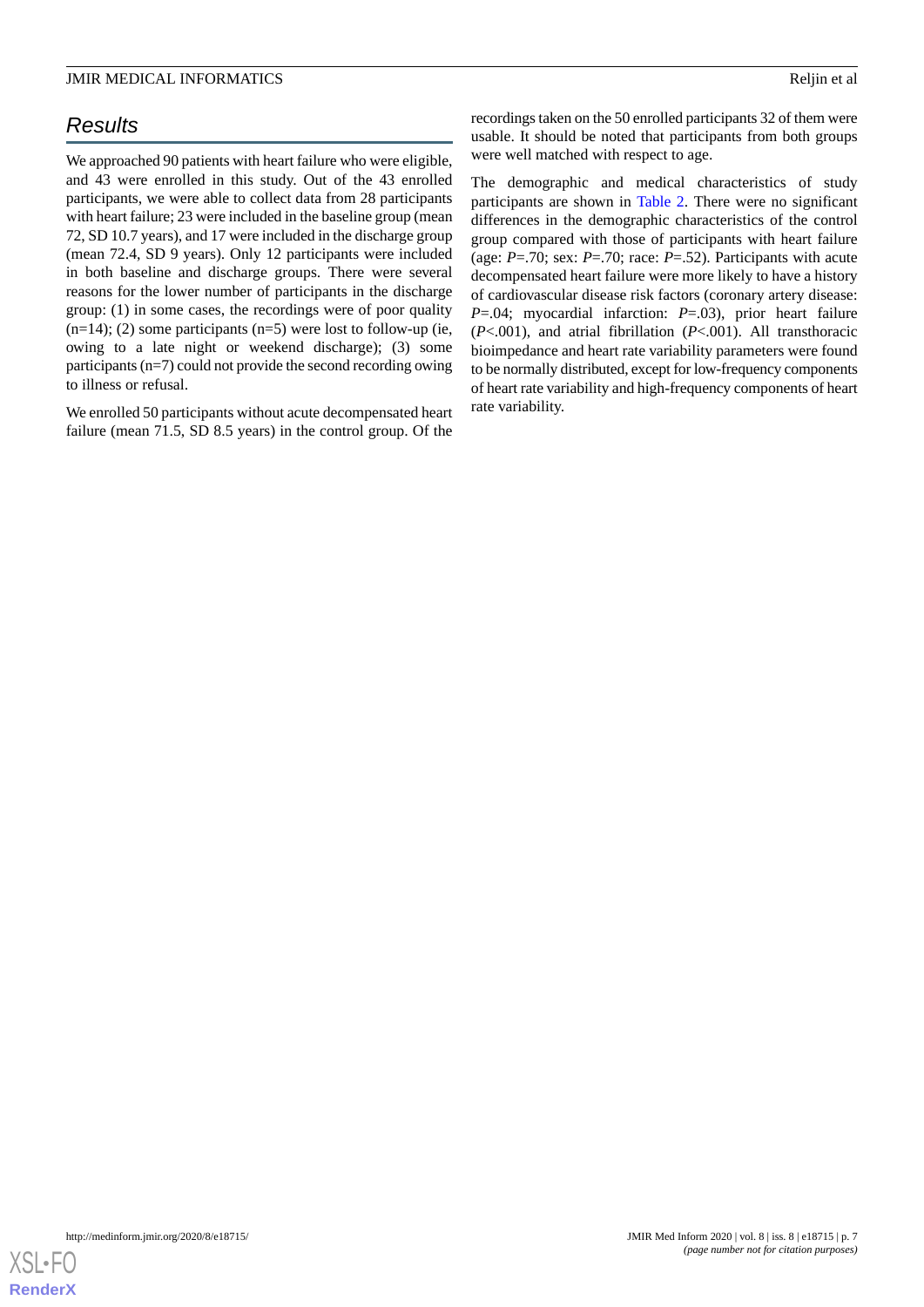## Results

We approached 90 patients with heart failure who were eligible, and 43 were enrolled in this study. Out of the 43 enrolled participants, we were able to collect data from 28 participants with heart failure; 23 were included in the baseline group (mean 72, SD 10.7 years), and 17 were included in the discharge group (mean 72.4, SD 9 years). Only 12 participants were included in both baseline and discharge groups. There were several reasons for the lower number of participants in the discharge group: (1) in some cases, the recordings were of poor quality (n=14); (2) some participants (n=5) were lost to follow-up (ie, owing to a late night or weekend discharge); (3) some participants (n=7) could not provide the second recording owing to illness or refusal.

We enrolled 50 participants without acute decompensated heart failure (mean 71.5, SD 8.5 years) in the control group. Of the recordings taken on the 50 enrolled participants 32 of them were usable. It should be noted that participants from both groups were well matched with respect to age.

The demographic and medical characteristics of study participants are shown in Table 2. There were no significant differences in the demographic characteristics of the control group compared with those of participants with heart failure (age: *P*=.70; sex: *P*=.70; race: *P*=.52). Participants with acute decompensated heart failure were more likely to have a history of cardiovascular disease risk factors (coronary artery disease: *P*=.04; myocardial infarction: *P*=.03), prior heart failure (*P*<.001), and atrial fibrillation (*P*<.001). All transthoracic bioimpedance and heart rate variability parameters were found to be normally distributed, except for low-frequency components of heart rate variability and high-frequency components of heart rate variability.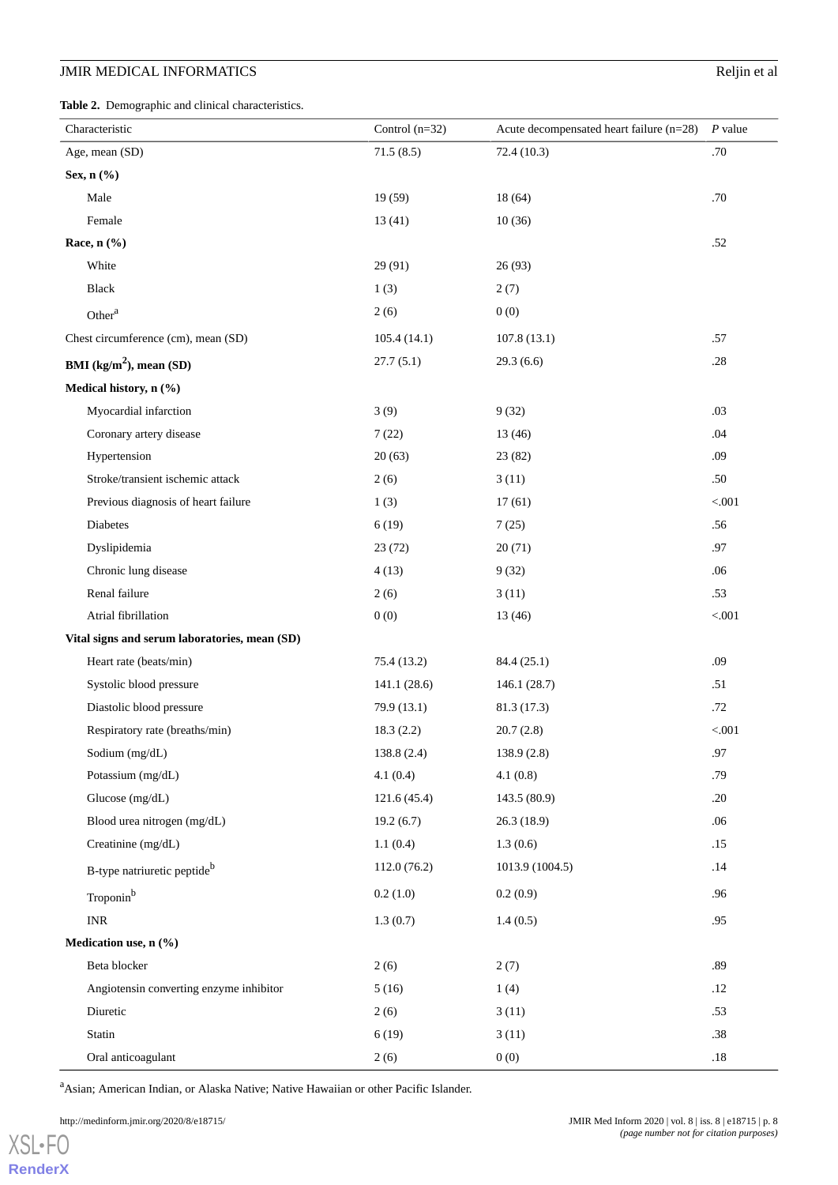**Table 2.** Demographic and clinical characteristics.

| Characteristic | Control (n=32) | Acute decompensated heart failure (n=28) | *P* value |
|---|---|---|---|
| Age, mean (SD) | 71.5 (8.5) | 72.4 (10.3) | .70 |
| **Sex, n (%)** | | | |
| Male | 19 (59) | 18 (64) | .70 |
| Female | 13 (41) | 10 (36) | |
| **Race, n (%)** | | | .52 |
| White | 29 (91) | 26 (93) | |
| Black | 1 (3) | 2 (7) | |
| Other[a] | 2 (6) | 0 (0) | |
| Chest circumference (cm), mean (SD) | 105.4 (14.1) | 107.8 (13.1) | .57 |
| **BMI (kg/m$^2$), mean (SD)** | 27.7 (5.1) | 29.3 (6.6) | .28 |
| **Medical history, n (%)** | | | |
| Myocardial infarction | 3 (9) | 9 (32) | .03 |
| Coronary artery disease | 7 (22) | 13 (46) | .04 |
| Hypertension | 20 (63) | 23 (82) | .09 |
| Stroke/transient ischemic attack | 2 (6) | 3 (11) | .50 |
| Previous diagnosis of heart failure | 1 (3) | 17 (61) | <.001 |
| Diabetes | 6 (19) | 7 (25) | .56 |
| Dyslipidemia | 23 (72) | 20 (71) | .97 |
| Chronic lung disease | 4 (13) | 9 (32) | .06 |
| Renal failure | 2 (6) | 3 (11) | .53 |
| Atrial fibrillation | 0 (0) | 13 (46) | <.001 |
| **Vital signs and serum laboratories, mean (SD)** | | | |
| Heart rate (beats/min) | 75.4 (13.2) | 84.4 (25.1) | .09 |
| Systolic blood pressure | 141.1 (28.6) | 146.1 (28.7) | .51 |
| Diastolic blood pressure | 79.9 (13.1) | 81.3 (17.3) | .72 |
| Respiratory rate (breaths/min) | 18.3 (2.2) | 20.7 (2.8) | <.001 |
| Sodium (mg/dL) | 138.8 (2.4) | 138.9 (2.8) | .97 |
| Potassium (mg/dL) | 4.1 (0.4) | 4.1 (0.8) | .79 |
| Glucose (mg/dL) | 121.6 (45.4) | 143.5 (80.9) | .20 |
| Blood urea nitrogen (mg/dL) | 19.2 (6.7) | 26.3 (18.9) | .06 |
| Creatinine (mg/dL) | 1.1 (0.4) | 1.3 (0.6) | .15 |
| B-type natriuretic peptide[b] | 112.0 (76.2) | 1013.9 (1004.5) | .14 |
| Troponin[b] | 0.2 (1.0) | 0.2 (0.9) | .96 |
| INR | 1.3 (0.7) | 1.4 (0.5) | .95 |
| **Medication use, n (%)** | | | |
| Beta blocker | 2 (6) | 2 (7) | .89 |
| Angiotensin converting enzyme inhibitor | 5 (16) | 1 (4) | .12 |
| Diuretic | 2 (6) | 3 (11) | .53 |
| Statin | 6 (19) | 3 (11) | .38 |
| Oral anticoagulant | 2 (6) | 0 (0) | .18 |

[a]Asian; American Indian, or Alaska Native; Native Hawaiian or other Pacific Islander.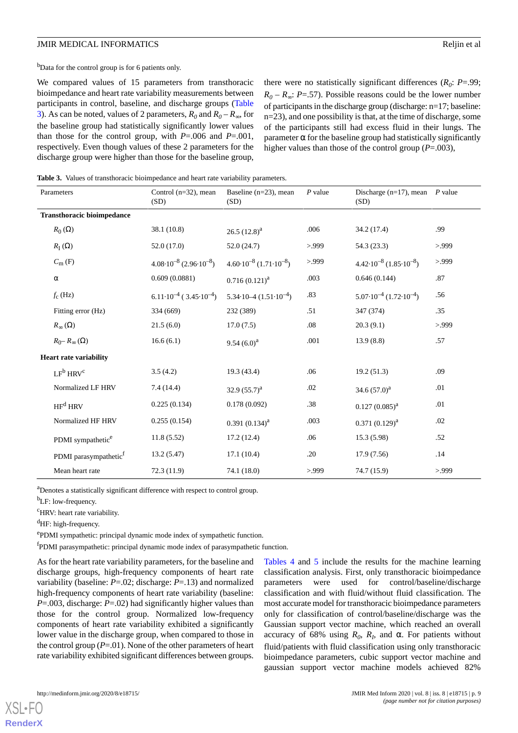[b]Data for the control group is for 6 patients only.

We compared values of 15 parameters from transthoracic bioimpedance and heart rate variability measurements between participants in control, baseline, and discharge groups (Table 3). As can be noted, values of 2 parameters, $R_0$ and $R_0 - R_\infty$, for the baseline group had statistically significantly lower values than those for the control group, with *P*=.006 and *P*=.001, respectively. Even though values of these 2 parameters for the discharge group were higher than those for the baseline group, there were no statistically significant differences ($R_0$: *P*=.99; $R_0 - R_\infty$: *P*=.57). Possible reasons could be the lower number of participants in the discharge group (discharge: n=17; baseline: n=23), and one possibility is that, at the time of discharge, some of the participants still had excess fluid in their lungs. The parameter α for the baseline group had statistically significantly higher values than those of the control group (*P*=.003),

**Table 3.** Values of transthoracic bioimpedance and heart rate variability parameters.

| Parameters | Control (n=32), mean (SD) | Baseline (n=23), mean (SD) | *P* value | Discharge (n=17), mean (SD) | *P* value |
|---|---|---|---|---|---|
| **Transthoracic bioimpedance** | | | | | |
| $R_0$ (Ω) | 38.1 (10.8) | 26.5 (12.8)[a] | .006 | 34.2 (17.4) | .99 |
| $R_I$ (Ω) | 52.0 (17.0) | 52.0 (24.7) | >.999 | 54.3 (23.3) | >.999 |
| $C_m$ (F) | $4.08 \cdot 10^{-8}$ ($2.96 \cdot 10^{-8}$) | $4.60 \cdot 10^{-8}$ ($1.71 \cdot 10^{-8}$) | >.999 | $4.42 \cdot 10^{-8}$ ($1.85 \cdot 10^{-8}$) | >.999 |
| α | 0.609 (0.0881) | 0.716 (0.121)[a] | .003 | 0.646 (0.144) | .87 |
| $f_c$ (Hz) | $6.11 \cdot 10^{-4}$ ($3.45 \cdot 10^{-4}$) | 5.34·10–4 ($1.51 \cdot 10^{-4}$) | .83 | $5.07 \cdot 10^{-4}$ ($1.72 \cdot 10^{-4}$) | .56 |
| Fitting error (Hz) | 334 (669) | 232 (389) | .51 | 347 (374) | .35 |
| $R_\infty$ (Ω) | 21.5 (6.0) | 17.0 (7.5) | .08 | 20.3 (9.1) | >.999 |
| $R_0 - R_\infty$ (Ω) | 16.6 (6.1) | 9.54 (6.0)[a] | .001 | 13.9 (8.8) | .57 |
| **Heart rate variability** | | | | | |
| LF[b] HRV[c] | 3.5 (4.2) | 19.3 (43.4) | .06 | 19.2 (51.3) | .09 |
| Normalized LF HRV | 7.4 (14.4) | 32.9 (55.7)[a] | .02 | 34.6 (57.0)[a] | .01 |
| HF[d] HRV | 0.225 (0.134) | 0.178 (0.092) | .38 | 0.127 (0.085)[a] | .01 |
| Normalized HF HRV | 0.255 (0.154) | 0.391 (0.134)[a] | .003 | 0.371 (0.129)[a] | .02 |
| PDMI sympathetic[e] | 11.8 (5.52) | 17.2 (12.4) | .06 | 15.3 (5.98) | .52 |
| PDMI parasympathetic[f] | 13.2 (5.47) | 17.1 (10.4) | .20 | 17.9 (7.56) | .14 |
| Mean heart rate | 72.3 (11.9) | 74.1 (18.0) | >.999 | 74.7 (15.9) | >.999 |

[a]Denotes a statistically significant difference with respect to control group.

[b]LF: low-frequency.

[c]HRV: heart rate variability.

[d]HF: high-frequency.

[e]PDMI sympathetic: principal dynamic mode index of sympathetic function.

[f]PDMI parasympathetic: principal dynamic mode index of parasympathetic function.

As for the heart rate variability parameters, for the baseline and discharge groups, high-frequency components of heart rate variability (baseline: *P*=.02; discharge: *P*=.13) and normalized high-frequency components of heart rate variability (baseline: *P*=.003, discharge: *P*=.02) had significantly higher values than those for the control group. Normalized low-frequency components of heart rate variability exhibited a significantly lower value in the discharge group, when compared to those in the control group (*P*=.01). None of the other parameters of heart rate variability exhibited significant differences between groups.

Tables 4 and 5 include the results for the machine learning classification analysis. First, only transthoracic bioimpedance parameters were used for control/baseline/discharge classification and with fluid/without fluid classification. The most accurate model for transthoracic bioimpedance parameters only for classification of control/baseline/discharge was the Gaussian support vector machine, which reached an overall accuracy of 68% using $R_0$, $R_I$, and α. For patients without fluid/patients with fluid classification using only transthoracic bioimpedance parameters, cubic support vector machine and gaussian support vector machine models achieved 82%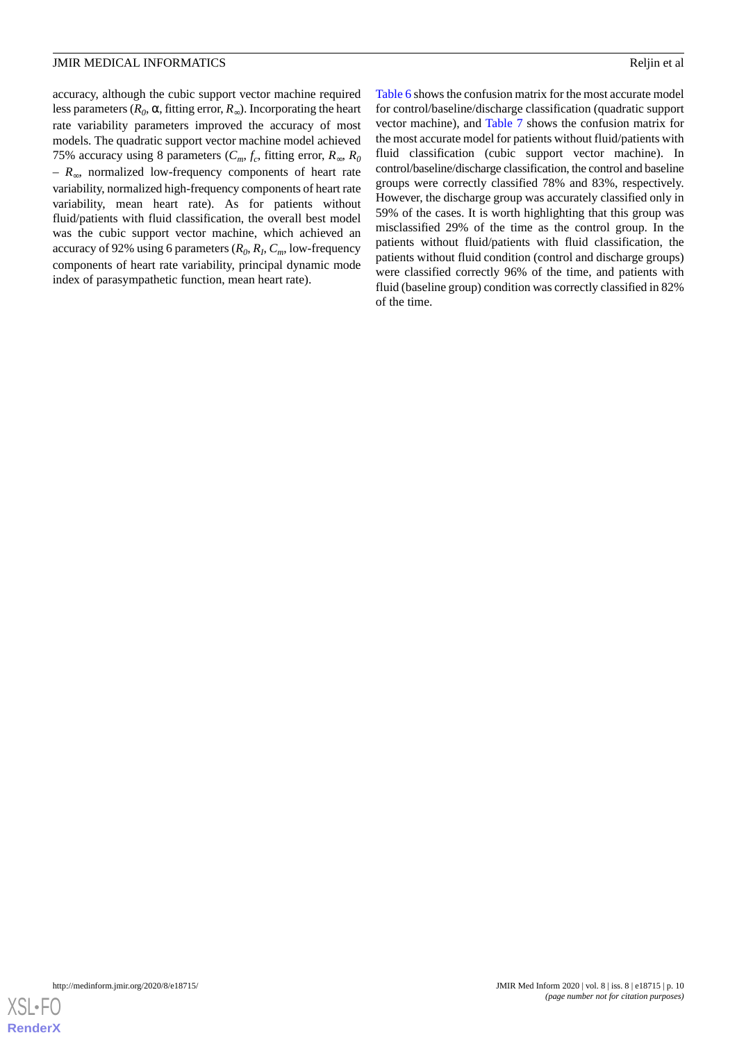accuracy, although the cubic support vector machine required less parameters ($R_0$, α, fitting error, $R_\infty$). Incorporating the heart rate variability parameters improved the accuracy of most models. The quadratic support vector machine model achieved 75% accuracy using 8 parameters ($C_m$, $f_c$, fitting error, $R_\infty$, $R_0 - R_\infty$, normalized low-frequency components of heart rate variability, normalized high-frequency components of heart rate variability, mean heart rate). As for patients without fluid/patients with fluid classification, the overall best model was the cubic support vector machine, which achieved an accuracy of 92% using 6 parameters ($R_0$, $R_I$, $C_m$, low-frequency components of heart rate variability, principal dynamic mode index of parasympathetic function, mean heart rate).

Table 6 shows the confusion matrix for the most accurate model for control/baseline/discharge classification (quadratic support vector machine), and Table 7 shows the confusion matrix for the most accurate model for patients without fluid/patients with fluid classification (cubic support vector machine). In control/baseline/discharge classification, the control and baseline groups were correctly classified 78% and 83%, respectively. However, the discharge group was accurately classified only in 59% of the cases. It is worth highlighting that this group was misclassified 29% of the time as the control group. In the patients without fluid/patients with fluid classification, the patients without fluid condition (control and discharge groups) were classified correctly 96% of the time, and patients with fluid (baseline group) condition was correctly classified in 82% of the time.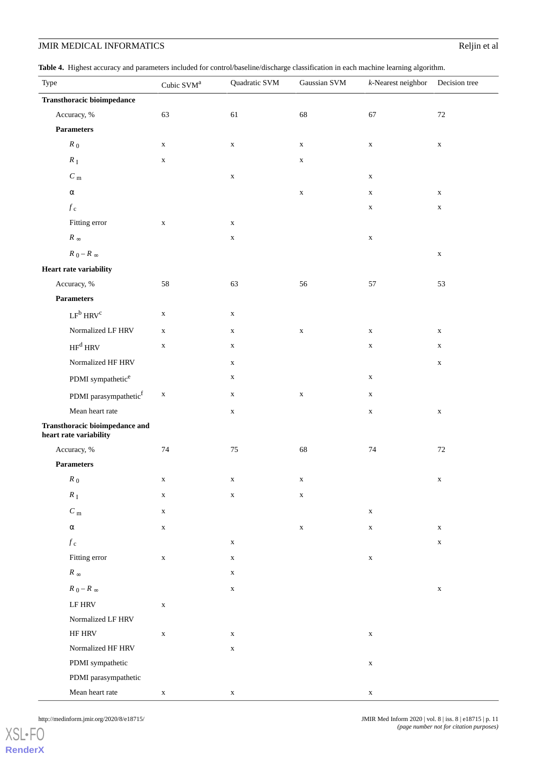**Table 4.** Highest accuracy and parameters included for control/baseline/discharge classification in each machine learning algorithm.

| Type | Cubic SVM[a] | Quadratic SVM | Gaussian SVM | *k*-Nearest neighbor | Decision tree |
|---|---|---|---|---|---|
| **Transthoracic bioimpedance** | | | | | |
| Accuracy, % | 63 | 61 | 68 | 67 | 72 |
| **Parameters** | | | | | |
| $R_0$ | x | x | x | x | x |
| $R_I$ | x | | x | | |
| $C_m$ | | x | | x | |
| α | | | x | x | x |
| $f_c$ | | | | x | x |
| Fitting error | x | x | | | |
| $R_\infty$ | | x | | x | |
| $R_0 - R_\infty$ | | | | | x |
| **Heart rate variability** | | | | | |
| Accuracy, % | 58 | 63 | 56 | 57 | 53 |
| **Parameters** | | | | | |
| LF[b] HRV[c] | x | x | | | |
| Normalized LF HRV | x | x | x | x | x |
| HF[d] HRV | x | x | | x | x |
| Normalized HF HRV | | x | | | x |
| PDMI sympathetic[e] | | x | | x | |
| PDMI parasympathetic[f] | x | x | x | x | |
| Mean heart rate | | x | | x | x |
| **Transthoracic bioimpedance and heart rate variability** | | | | | |
| Accuracy, % | 74 | 75 | 68 | 74 | 72 |
| **Parameters** | | | | | |
| $R_0$ | x | x | x | | x |
| $R_I$ | x | x | x | | |
| $C_m$ | x | | | x | |
| α | x | | x | x | x |
| $f_c$ | | x | | | x |
| Fitting error | x | x | | x | |
| $R_\infty$ | | x | | | |
| $R_0 - R_\infty$ | | x | | | x |
| LF HRV | x | | | | |
| Normalized LF HRV | | | | | |
| HF HRV | x | x | | x | |
| Normalized HF HRV | | x | | | |
| PDMI sympathetic | | | | x | |
| PDMI parasympathetic | | | | | |
| Mean heart rate | x | x | | x | |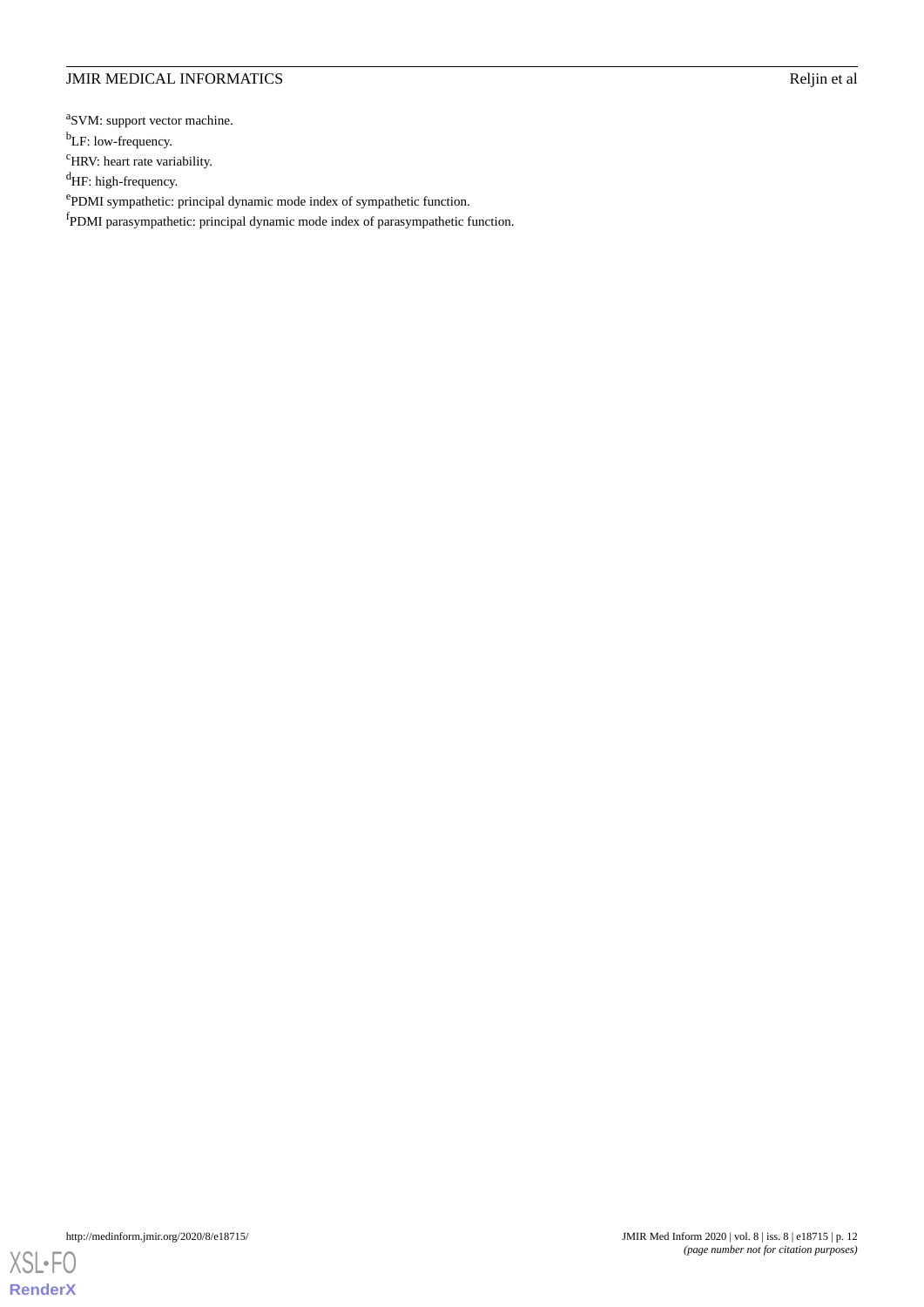[a]SVM: support vector machine.

[b]LF: low-frequency.

[c]HRV: heart rate variability.

[d]HF: high-frequency.

[e]PDMI sympathetic: principal dynamic mode index of sympathetic function.

[f]PDMI parasympathetic: principal dynamic mode index of parasympathetic function.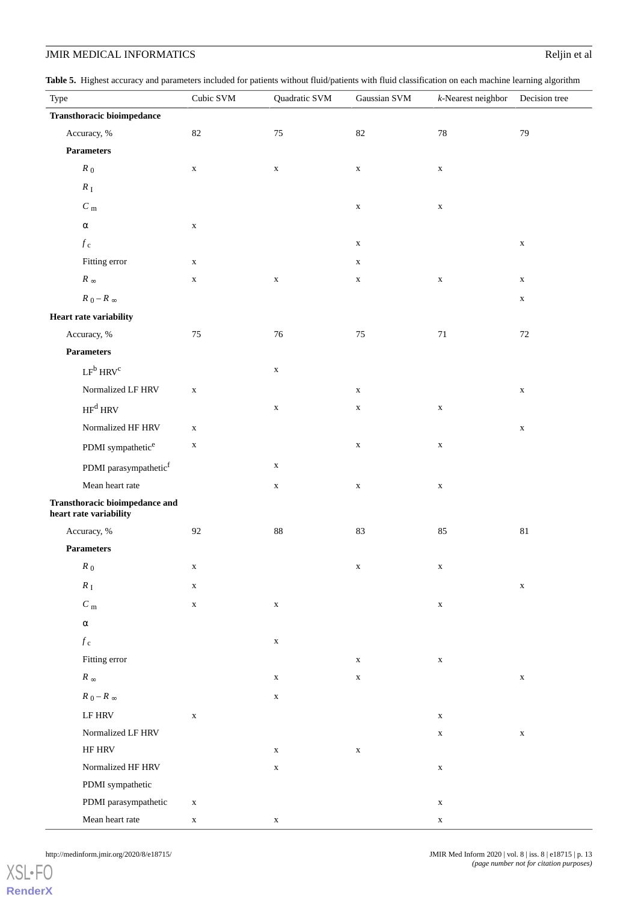**Table 5.** Highest accuracy and parameters included for patients without fluid/patients with fluid classification on each machine learning algorithm

| Type | Cubic SVM | Quadratic SVM | Gaussian SVM | *k*-Nearest neighbor | Decision tree |
|---|---|---|---|---|---|
| **Transthoracic bioimpedance** | | | | | |
| Accuracy, % | 82 | 75 | 82 | 78 | 79 |
| **Parameters** | | | | | |
| $R_0$ | x | x | x | x | |
| $R_I$ | | | | | |
| $C_m$ | | | x | x | |
| α | x | | | | |
| $f_c$ | | | x | | x |
| Fitting error | x | | x | | |
| $R_\infty$ | x | x | x | x | x |
| $R_0 - R_\infty$ | | | | | x |
| **Heart rate variability** | | | | | |
| Accuracy, % | 75 | 76 | 75 | 71 | 72 |
| **Parameters** | | | | | |
| LF[b] HRV[c] | | x | | | |
| Normalized LF HRV | x | | x | | x |
| HF[d] HRV | | x | x | x | |
| Normalized HF HRV | x | | | | x |
| PDMI sympathetic[e] | x | | x | x | |
| PDMI parasympathetic[f] | | x | | | |
| Mean heart rate | | x | x | x | |
| **Transthoracic bioimpedance and heart rate variability** | | | | | |
| Accuracy, % | 92 | 88 | 83 | 85 | 81 |
| **Parameters** | | | | | |
| $R_0$ | x | | x | x | |
| $R_I$ | x | | | | x |
| $C_m$ | x | x | | x | |
| α | | | | | |
| $f_c$ | | x | | | |
| Fitting error | | | x | x | |
| $R_\infty$ | | x | x | | x |
| $R_0 - R_\infty$ | | x | | | |
| LF HRV | x | | | x | |
| Normalized LF HRV | | | | x | x |
| HF HRV | | x | x | | |
| Normalized HF HRV | | x | | x | |
| PDMI sympathetic | | | | | |
| PDMI parasympathetic | x | | | x | |
| Mean heart rate | x | x | | x | |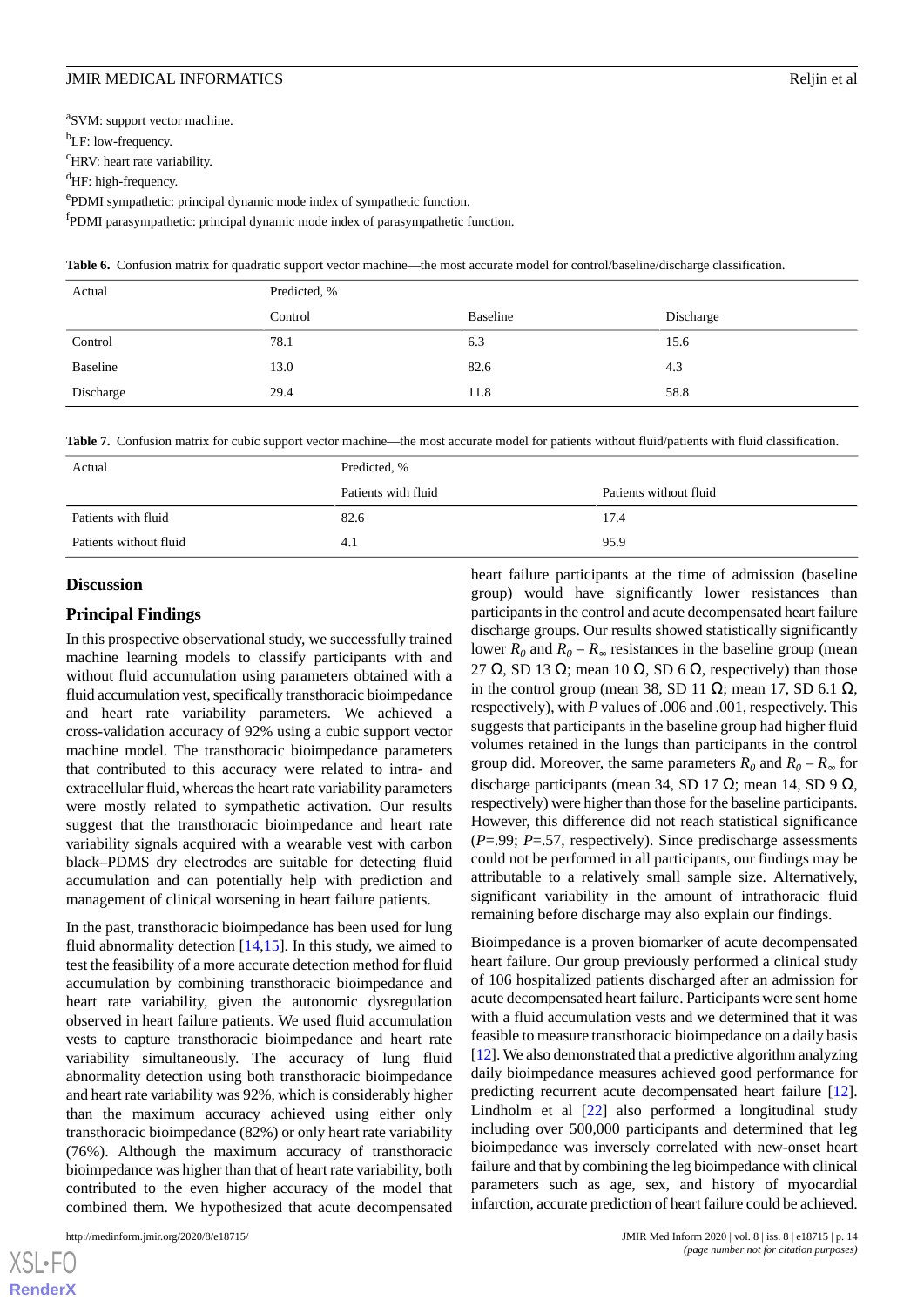[a]SVM: support vector machine.

[b]LF: low-frequency.

[c]HRV: heart rate variability.

[d]HF: high-frequency.

[e]PDMI sympathetic: principal dynamic mode index of sympathetic function.

[f]PDMI parasympathetic: principal dynamic mode index of parasympathetic function.

**Table 6.** Confusion matrix for quadratic support vector machine—the most accurate model for control/baseline/discharge classification.

| Actual | Predicted, % | | |
|---|---|---|---|
| | Control | Baseline | Discharge |
| Control | 78.1 | 6.3 | 15.6 |
| Baseline | 13.0 | 82.6 | 4.3 |
| Discharge | 29.4 | 11.8 | 58.8 |

**Table 7.** Confusion matrix for cubic support vector machine—the most accurate model for patients without fluid/patients with fluid classification.

| Actual | Predicted, % | |
|---|---|---|
| | Patients with fluid | Patients without fluid |
| Patients with fluid | 82.6 | 17.4 |
| Patients without fluid | 4.1 | 95.9 |

## Discussion

### Principal Findings

In this prospective observational study, we successfully trained machine learning models to classify participants with and without fluid accumulation using parameters obtained with a fluid accumulation vest, specifically transthoracic bioimpedance and heart rate variability parameters. We achieved a cross-validation accuracy of 92% using a cubic support vector machine model. The transthoracic bioimpedance parameters that contributed to this accuracy were related to intra- and extracellular fluid, whereas the heart rate variability parameters were mostly related to sympathetic activation. Our results suggest that the transthoracic bioimpedance and heart rate variability signals acquired with a wearable vest with carbon black–PDMS dry electrodes are suitable for detecting fluid accumulation and can potentially help with prediction and management of clinical worsening in heart failure patients.

In the past, transthoracic bioimpedance has been used for lung fluid abnormality detection [14,15]. In this study, we aimed to test the feasibility of a more accurate detection method for fluid accumulation by combining transthoracic bioimpedance and heart rate variability, given the autonomic dysregulation observed in heart failure patients. We used fluid accumulation vests to capture transthoracic bioimpedance and heart rate variability simultaneously. The accuracy of lung fluid abnormality detection using both transthoracic bioimpedance and heart rate variability was 92%, which is considerably higher than the maximum accuracy achieved using either only transthoracic bioimpedance (82%) or only heart rate variability (76%). Although the maximum accuracy of transthoracic bioimpedance was higher than that of heart rate variability, both contributed to the even higher accuracy of the model that combined them. We hypothesized that acute decompensated heart failure participants at the time of admission (baseline group) would have significantly lower resistances than participants in the control and acute decompensated heart failure discharge groups. Our results showed statistically significantly lower $R_0$ and $R_0 - R_\infty$ resistances in the baseline group (mean 27 Ω, SD 13 Ω; mean 10 Ω, SD 6 Ω, respectively) than those in the control group (mean 38, SD 11 Ω; mean 17, SD 6.1 Ω, respectively), with *P* values of .006 and .001, respectively. This suggests that participants in the baseline group had higher fluid volumes retained in the lungs than participants in the control group did. Moreover, the same parameters $R_0$ and $R_0 - R_\infty$ for discharge participants (mean 34, SD 17 Ω; mean 14, SD 9 Ω, respectively) were higher than those for the baseline participants. However, this difference did not reach statistical significance (*P*=.99; *P*=.57, respectively). Since predischarge assessments could not be performed in all participants, our findings may be attributable to a relatively small sample size. Alternatively, significant variability in the amount of intrathoracic fluid remaining before discharge may also explain our findings.

Bioimpedance is a proven biomarker of acute decompensated heart failure. Our group previously performed a clinical study of 106 hospitalized patients discharged after an admission for acute decompensated heart failure. Participants were sent home with a fluid accumulation vests and we determined that it was feasible to measure transthoracic bioimpedance on a daily basis [12]. We also demonstrated that a predictive algorithm analyzing daily bioimpedance measures achieved good performance for predicting recurrent acute decompensated heart failure [12]. Lindholm et al [22] also performed a longitudinal study including over 500,000 participants and determined that leg bioimpedance was inversely correlated with new-onset heart failure and that by combining the leg bioimpedance with clinical parameters such as age, sex, and history of myocardial infarction, accurate prediction of heart failure could be achieved.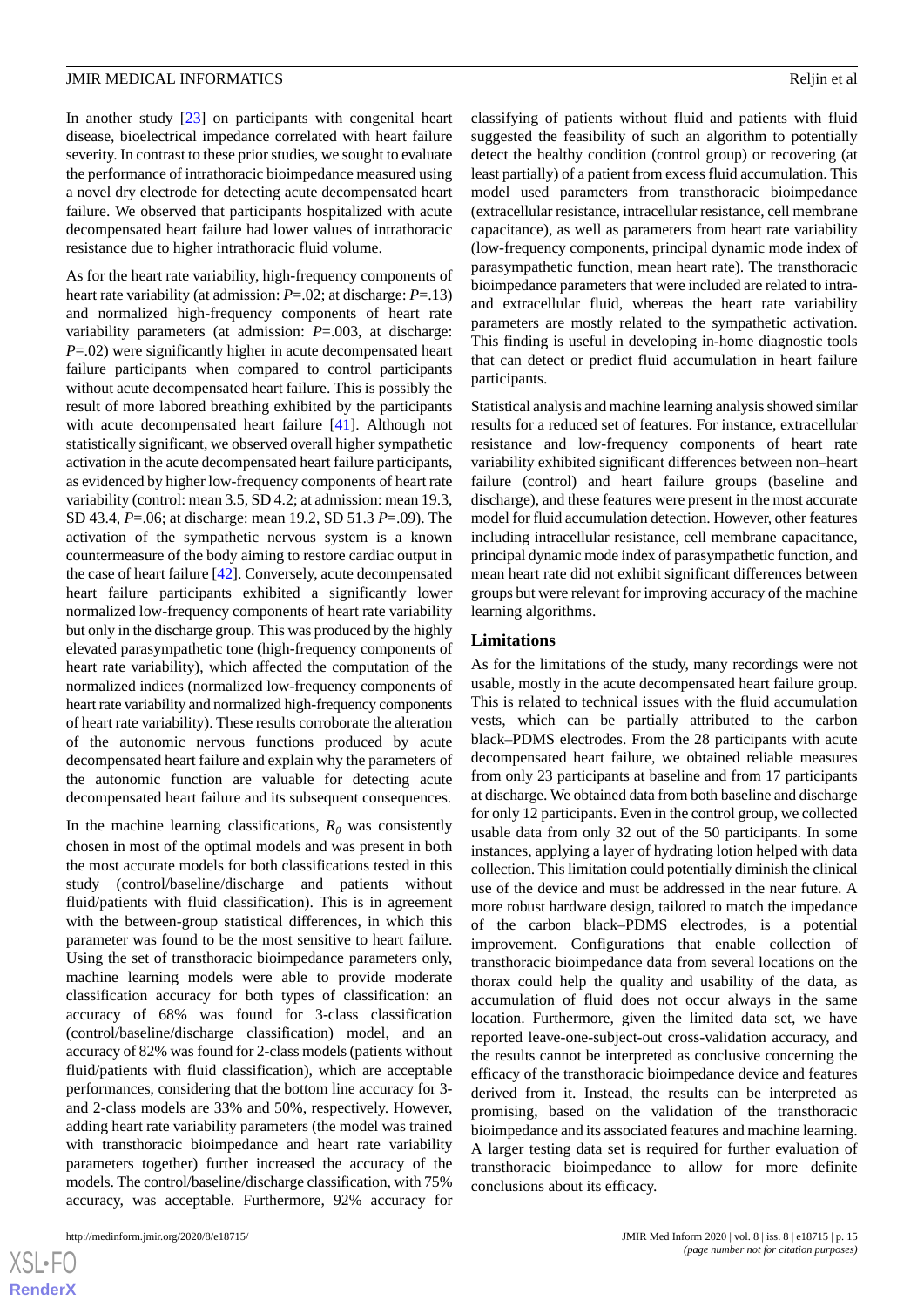In another study [23] on participants with congenital heart disease, bioelectrical impedance correlated with heart failure severity. In contrast to these prior studies, we sought to evaluate the performance of intrathoracic bioimpedance measured using a novel dry electrode for detecting acute decompensated heart failure. We observed that participants hospitalized with acute decompensated heart failure had lower values of intrathoracic resistance due to higher intrathoracic fluid volume.

As for the heart rate variability, high-frequency components of heart rate variability (at admission: *P*=.02; at discharge: *P*=.13) and normalized high-frequency components of heart rate variability parameters (at admission: *P*=.003, at discharge: *P*=.02) were significantly higher in acute decompensated heart failure participants when compared to control participants without acute decompensated heart failure. This is possibly the result of more labored breathing exhibited by the participants with acute decompensated heart failure [41]. Although not statistically significant, we observed overall higher sympathetic activation in the acute decompensated heart failure participants, as evidenced by higher low-frequency components of heart rate variability (control: mean 3.5, SD 4.2; at admission: mean 19.3, SD 43.4, *P*=.06; at discharge: mean 19.2, SD 51.3 *P*=.09). The activation of the sympathetic nervous system is a known countermeasure of the body aiming to restore cardiac output in the case of heart failure [42]. Conversely, acute decompensated heart failure participants exhibited a significantly lower normalized low-frequency components of heart rate variability but only in the discharge group. This was produced by the highly elevated parasympathetic tone (high-frequency components of heart rate variability), which affected the computation of the normalized indices (normalized low-frequency components of heart rate variability and normalized high-frequency components of heart rate variability). These results corroborate the alteration of the autonomic nervous functions produced by acute decompensated heart failure and explain why the parameters of the autonomic function are valuable for detecting acute decompensated heart failure and its subsequent consequences.

In the machine learning classifications, $R_0$ was consistently chosen in most of the optimal models and was present in both the most accurate models for both classifications tested in this study (control/baseline/discharge and patients without fluid/patients with fluid classification). This is in agreement with the between-group statistical differences, in which this parameter was found to be the most sensitive to heart failure. Using the set of transthoracic bioimpedance parameters only, machine learning models were able to provide moderate classification accuracy for both types of classification: an accuracy of 68% was found for 3-class classification (control/baseline/discharge classification) model, and an accuracy of 82% was found for 2-class models (patients without fluid/patients with fluid classification), which are acceptable performances, considering that the bottom line accuracy for 3- and 2-class models are 33% and 50%, respectively. However, adding heart rate variability parameters (the model was trained with transthoracic bioimpedance and heart rate variability parameters together) further increased the accuracy of the models. The control/baseline/discharge classification, with 75% accuracy, was acceptable. Furthermore, 92% accuracy for classifying of patients without fluid and patients with fluid suggested the feasibility of such an algorithm to potentially detect the healthy condition (control group) or recovering (at least partially) of a patient from excess fluid accumulation. This model used parameters from transthoracic bioimpedance (extracellular resistance, intracellular resistance, cell membrane capacitance), as well as parameters from heart rate variability (low-frequency components, principal dynamic mode index of parasympathetic function, mean heart rate). The transthoracic bioimpedance parameters that were included are related to intra- and extracellular fluid, whereas the heart rate variability parameters are mostly related to the sympathetic activation. This finding is useful in developing in-home diagnostic tools that can detect or predict fluid accumulation in heart failure participants.

Statistical analysis and machine learning analysis showed similar results for a reduced set of features. For instance, extracellular resistance and low-frequency components of heart rate variability exhibited significant differences between non–heart failure (control) and heart failure groups (baseline and discharge), and these features were present in the most accurate model for fluid accumulation detection. However, other features including intracellular resistance, cell membrane capacitance, principal dynamic mode index of parasympathetic function, and mean heart rate did not exhibit significant differences between groups but were relevant for improving accuracy of the machine learning algorithms.

### Limitations

As for the limitations of the study, many recordings were not usable, mostly in the acute decompensated heart failure group. This is related to technical issues with the fluid accumulation vests, which can be partially attributed to the carbon black–PDMS electrodes. From the 28 participants with acute decompensated heart failure, we obtained reliable measures from only 23 participants at baseline and from 17 participants at discharge. We obtained data from both baseline and discharge for only 12 participants. Even in the control group, we collected usable data from only 32 out of the 50 participants. In some instances, applying a layer of hydrating lotion helped with data collection. This limitation could potentially diminish the clinical use of the device and must be addressed in the near future. A more robust hardware design, tailored to match the impedance of the carbon black–PDMS electrodes, is a potential improvement. Configurations that enable collection of transthoracic bioimpedance data from several locations on the thorax could help the quality and usability of the data, as accumulation of fluid does not occur always in the same location. Furthermore, given the limited data set, we have reported leave-one-subject-out cross-validation accuracy, and the results cannot be interpreted as conclusive concerning the efficacy of the transthoracic bioimpedance device and features derived from it. Instead, the results can be interpreted as promising, based on the validation of the transthoracic bioimpedance and its associated features and machine learning. A larger testing data set is required for further evaluation of transthoracic bioimpedance to allow for more definite conclusions about its efficacy.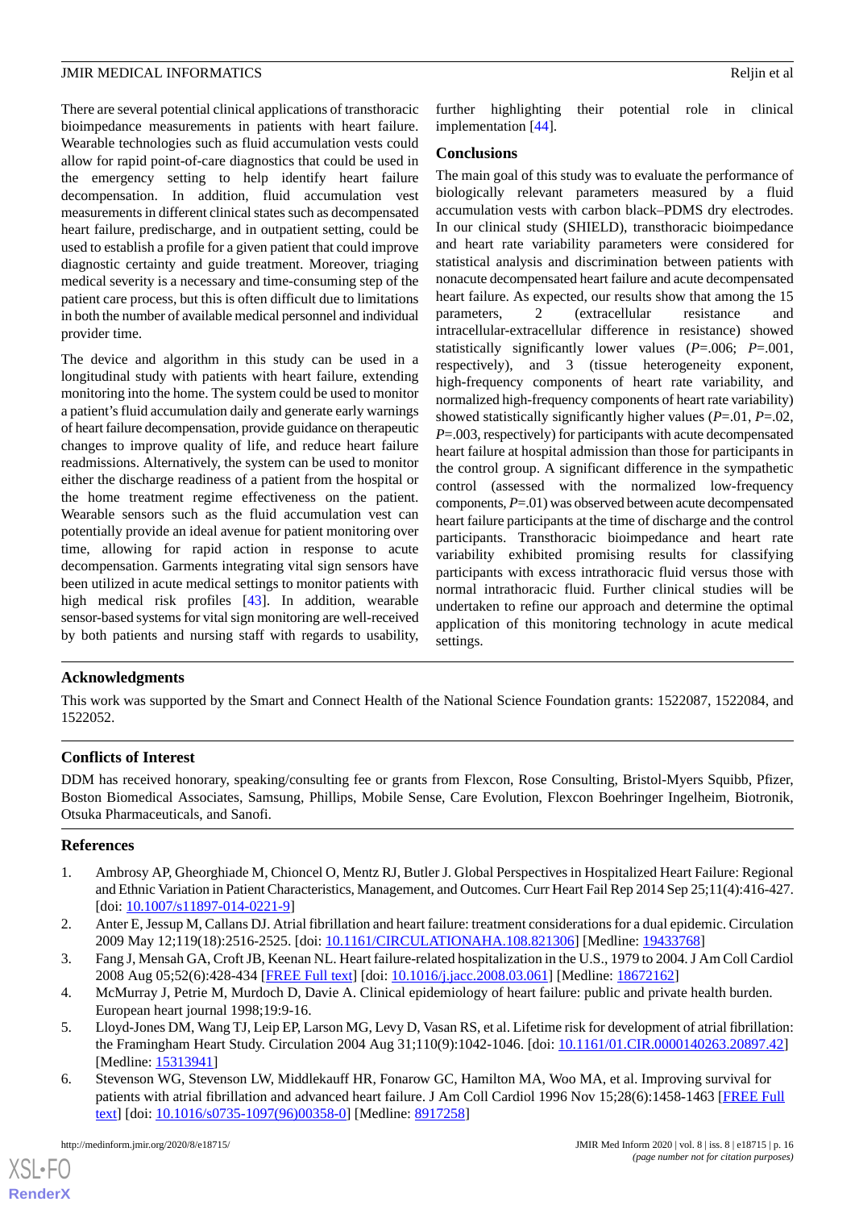There are several potential clinical applications of transthoracic bioimpedance measurements in patients with heart failure. Wearable technologies such as fluid accumulation vests could allow for rapid point-of-care diagnostics that could be used in the emergency setting to help identify heart failure decompensation. In addition, fluid accumulation vest measurements in different clinical states such as decompensated heart failure, predischarge, and in outpatient setting, could be used to establish a profile for a given patient that could improve diagnostic certainty and guide treatment. Moreover, triaging medical severity is a necessary and time-consuming step of the patient care process, but this is often difficult due to limitations in both the number of available medical personnel and individual provider time.

The device and algorithm in this study can be used in a longitudinal study with patients with heart failure, extending monitoring into the home. The system could be used to monitor a patient's fluid accumulation daily and generate early warnings of heart failure decompensation, provide guidance on therapeutic changes to improve quality of life, and reduce heart failure readmissions. Alternatively, the system can be used to monitor either the discharge readiness of a patient from the hospital or the home treatment regime effectiveness on the patient. Wearable sensors such as the fluid accumulation vest can potentially provide an ideal avenue for patient monitoring over time, allowing for rapid action in response to acute decompensation. Garments integrating vital sign sensors have been utilized in acute medical settings to monitor patients with high medical risk profiles [43]. In addition, wearable sensor-based systems for vital sign monitoring are well-received by both patients and nursing staff with regards to usability, further highlighting their potential role in clinical implementation [44].

## Conclusions

The main goal of this study was to evaluate the performance of biologically relevant parameters measured by a fluid accumulation vests with carbon black–PDMS dry electrodes. In our clinical study (SHIELD), transthoracic bioimpedance and heart rate variability parameters were considered for statistical analysis and discrimination between patients with nonacute decompensated heart failure and acute decompensated heart failure. As expected, our results show that among the 15 parameters, 2 (extracellular resistance and intracellular-extracellular difference in resistance) showed statistically significantly lower values (*P*=.006; *P*=.001, respectively), and 3 (tissue heterogeneity exponent, high-frequency components of heart rate variability, and normalized high-frequency components of heart rate variability) showed statistically significantly higher values (*P*=.01, *P*=.02, *P*=.003, respectively) for participants with acute decompensated heart failure at hospital admission than those for participants in the control group. A significant difference in the sympathetic control (assessed with the normalized low-frequency components, *P*=.01) was observed between acute decompensated heart failure participants at the time of discharge and the control participants. Transthoracic bioimpedance and heart rate variability exhibited promising results for classifying participants with excess intrathoracic fluid versus those with normal intrathoracic fluid. Further clinical studies will be undertaken to refine our approach and determine the optimal application of this monitoring technology in acute medical settings.

## Acknowledgments

This work was supported by the Smart and Connect Health of the National Science Foundation grants: 1522087, 1522084, and 1522052.

## Conflicts of Interest

DDM has received honorary, speaking/consulting fee or grants from Flexcon, Rose Consulting, Bristol-Myers Squibb, Pfizer, Boston Biomedical Associates, Samsung, Phillips, Mobile Sense, Care Evolution, Flexcon Boehringer Ingelheim, Biotronik, Otsuka Pharmaceuticals, and Sanofi.

## References

1. Ambrosy AP, Gheorghiade M, Chioncel O, Mentz RJ, Butler J. Global Perspectives in Hospitalized Heart Failure: Regional and Ethnic Variation in Patient Characteristics, Management, and Outcomes. Curr Heart Fail Rep 2014 Sep 25;11(4):416-427. [doi: 10.1007/s11897-014-0221-9]
2. Anter E, Jessup M, Callans DJ. Atrial fibrillation and heart failure: treatment considerations for a dual epidemic. Circulation 2009 May 12;119(18):2516-2525. [doi: 10.1161/CIRCULATIONAHA.108.821306] [Medline: 19433768]
3. Fang J, Mensah GA, Croft JB, Keenan NL. Heart failure-related hospitalization in the U.S., 1979 to 2004. J Am Coll Cardiol 2008 Aug 05;52(6):428-434 [FREE Full text] [doi: 10.1016/j.jacc.2008.03.061] [Medline: 18672162]
4. McMurray J, Petrie M, Murdoch D, Davie A. Clinical epidemiology of heart failure: public and private health burden. European heart journal 1998;19:9-16.
5. Lloyd-Jones DM, Wang TJ, Leip EP, Larson MG, Levy D, Vasan RS, et al. Lifetime risk for development of atrial fibrillation: the Framingham Heart Study. Circulation 2004 Aug 31;110(9):1042-1046. [doi: 10.1161/01.CIR.0000140263.20897.42] [Medline: 15313941]
6. Stevenson WG, Stevenson LW, Middlekauff HR, Fonarow GC, Hamilton MA, Woo MA, et al. Improving survival for patients with atrial fibrillation and advanced heart failure. J Am Coll Cardiol 1996 Nov 15;28(6):1458-1463 [FREE Full text] [doi: 10.1016/s0735-1097(96)00358-0] [Medline: 8917258]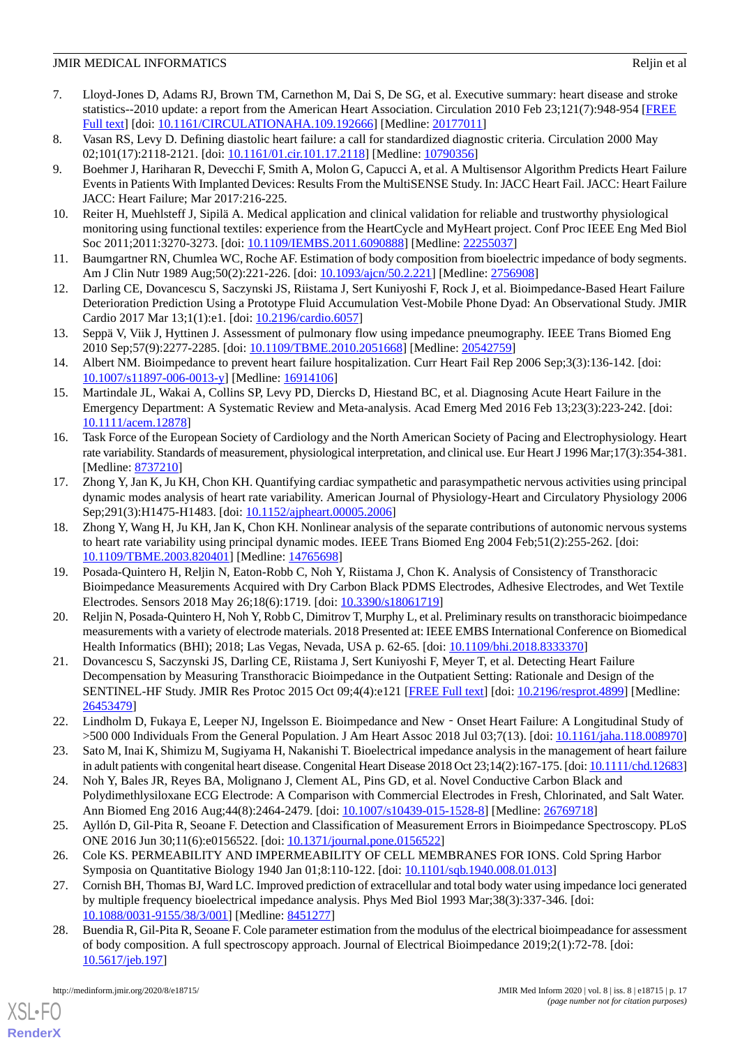7. Lloyd-Jones D, Adams RJ, Brown TM, Carnethon M, Dai S, De SG, et al. Executive summary: heart disease and stroke statistics--2010 update: a report from the American Heart Association. Circulation 2010 Feb 23;121(7):948-954 [FREE Full text] [doi: 10.1161/CIRCULATIONAHA.109.192666] [Medline: 20177011]
8. Vasan RS, Levy D. Defining diastolic heart failure: a call for standardized diagnostic criteria. Circulation 2000 May 02;101(17):2118-2121. [doi: 10.1161/01.cir.101.17.2118] [Medline: 10790356]
9. Boehmer J, Hariharan R, Devecchi F, Smith A, Molon G, Capucci A, et al. A Multisensor Algorithm Predicts Heart Failure Events in Patients With Implanted Devices: Results From the MultiSENSE Study. In: JACC Heart Fail. JACC: Heart Failure JACC: Heart Failure; Mar 2017:216-225.
10. Reiter H, Muehlsteff J, Sipilä A. Medical application and clinical validation for reliable and trustworthy physiological monitoring using functional textiles: experience from the HeartCycle and MyHeart project. Conf Proc IEEE Eng Med Biol Soc 2011;2011:3270-3273. [doi: 10.1109/IEMBS.2011.6090888] [Medline: 22255037]
11. Baumgartner RN, Chumlea WC, Roche AF. Estimation of body composition from bioelectric impedance of body segments. Am J Clin Nutr 1989 Aug;50(2):221-226. [doi: 10.1093/ajcn/50.2.221] [Medline: 2756908]
12. Darling CE, Dovancescu S, Saczynski JS, Riistama J, Sert Kuniyoshi F, Rock J, et al. Bioimpedance-Based Heart Failure Deterioration Prediction Using a Prototype Fluid Accumulation Vest-Mobile Phone Dyad: An Observational Study. JMIR Cardio 2017 Mar 13;1(1):e1. [doi: 10.2196/cardio.6057]
13. Seppä V, Viik J, Hyttinen J. Assessment of pulmonary flow using impedance pneumography. IEEE Trans Biomed Eng 2010 Sep;57(9):2277-2285. [doi: 10.1109/TBME.2010.2051668] [Medline: 20542759]
14. Albert NM. Bioimpedance to prevent heart failure hospitalization. Curr Heart Fail Rep 2006 Sep;3(3):136-142. [doi: 10.1007/s11897-006-0013-y] [Medline: 16914106]
15. Martindale JL, Wakai A, Collins SP, Levy PD, Diercks D, Hiestand BC, et al. Diagnosing Acute Heart Failure in the Emergency Department: A Systematic Review and Meta-analysis. Acad Emerg Med 2016 Feb 13;23(3):223-242. [doi: 10.1111/acem.12878]
16. Task Force of the European Society of Cardiology and the North American Society of Pacing and Electrophysiology. Heart rate variability. Standards of measurement, physiological interpretation, and clinical use. Eur Heart J 1996 Mar;17(3):354-381. [Medline: 8737210]
17. Zhong Y, Jan K, Ju KH, Chon KH. Quantifying cardiac sympathetic and parasympathetic nervous activities using principal dynamic modes analysis of heart rate variability. American Journal of Physiology-Heart and Circulatory Physiology 2006 Sep;291(3):H1475-H1483. [doi: 10.1152/ajpheart.00005.2006]
18. Zhong Y, Wang H, Ju KH, Jan K, Chon KH. Nonlinear analysis of the separate contributions of autonomic nervous systems to heart rate variability using principal dynamic modes. IEEE Trans Biomed Eng 2004 Feb;51(2):255-262. [doi: 10.1109/TBME.2003.820401] [Medline: 14765698]
19. Posada-Quintero H, Reljin N, Eaton-Robb C, Noh Y, Riistama J, Chon K. Analysis of Consistency of Transthoracic Bioimpedance Measurements Acquired with Dry Carbon Black PDMS Electrodes, Adhesive Electrodes, and Wet Textile Electrodes. Sensors 2018 May 26;18(6):1719. [doi: 10.3390/s18061719]
20. Reljin N, Posada-Quintero H, Noh Y, Robb C, Dimitrov T, Murphy L, et al. Preliminary results on transthoracic bioimpedance measurements with a variety of electrode materials. 2018 Presented at: IEEE EMBS International Conference on Biomedical Health Informatics (BHI); 2018; Las Vegas, Nevada, USA p. 62-65. [doi: 10.1109/bhi.2018.8333370]
21. Dovancescu S, Saczynski JS, Darling CE, Riistama J, Sert Kuniyoshi F, Meyer T, et al. Detecting Heart Failure Decompensation by Measuring Transthoracic Bioimpedance in the Outpatient Setting: Rationale and Design of the SENTINEL-HF Study. JMIR Res Protoc 2015 Oct 09;4(4):e121 [FREE Full text] [doi: 10.2196/resprot.4899] [Medline: 26453479]
22. Lindholm D, Fukaya E, Leeper NJ, Ingelsson E. Bioimpedance and New‐Onset Heart Failure: A Longitudinal Study of >500 000 Individuals From the General Population. J Am Heart Assoc 2018 Jul 03;7(13). [doi: 10.1161/jaha.118.008970]
23. Sato M, Inai K, Shimizu M, Sugiyama H, Nakanishi T. Bioelectrical impedance analysis in the management of heart failure in adult patients with congenital heart disease. Congenital Heart Disease 2018 Oct 23;14(2):167-175. [doi: 10.1111/chd.12683]
24. Noh Y, Bales JR, Reyes BA, Molignano J, Clement AL, Pins GD, et al. Novel Conductive Carbon Black and Polydimethlysiloxane ECG Electrode: A Comparison with Commercial Electrodes in Fresh, Chlorinated, and Salt Water. Ann Biomed Eng 2016 Aug;44(8):2464-2479. [doi: 10.1007/s10439-015-1528-8] [Medline: 26769718]
25. Ayllón D, Gil-Pita R, Seoane F. Detection and Classification of Measurement Errors in Bioimpedance Spectroscopy. PLoS ONE 2016 Jun 30;11(6):e0156522. [doi: 10.1371/journal.pone.0156522]
26. Cole KS. PERMEABILITY AND IMPERMEABILITY OF CELL MEMBRANES FOR IONS. Cold Spring Harbor Symposia on Quantitative Biology 1940 Jan 01;8:110-122. [doi: 10.1101/sqb.1940.008.01.013]
27. Cornish BH, Thomas BJ, Ward LC. Improved prediction of extracellular and total body water using impedance loci generated by multiple frequency bioelectrical impedance analysis. Phys Med Biol 1993 Mar;38(3):337-346. [doi: 10.1088/0031-9155/38/3/001] [Medline: 8451277]
28. Buendia R, Gil-Pita R, Seoane F. Cole parameter estimation from the modulus of the electrical bioimpeadance for assessment of body composition. A full spectroscopy approach. Journal of Electrical Bioimpedance 2019;2(1):72-78. [doi: 10.5617/jeb.197]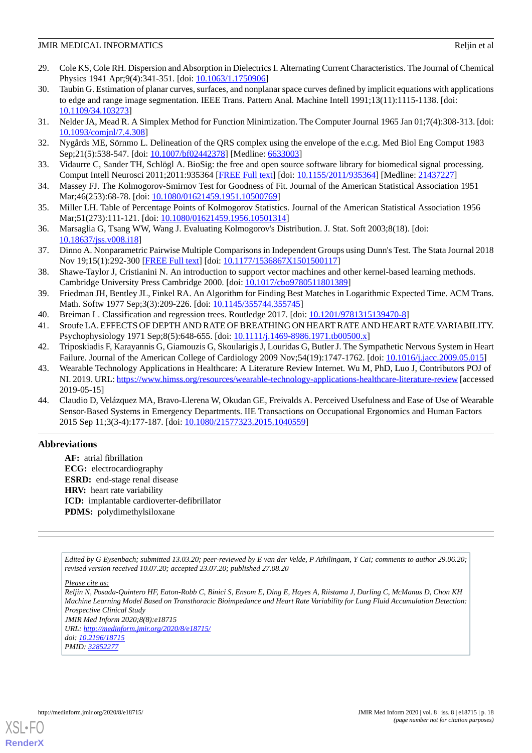29. Cole KS, Cole RH. Dispersion and Absorption in Dielectrics I. Alternating Current Characteristics. The Journal of Chemical Physics 1941 Apr;9(4):341-351. [doi: 10.1063/1.1750906]
30. Taubin G. Estimation of planar curves, surfaces, and nonplanar space curves defined by implicit equations with applications to edge and range image segmentation. IEEE Trans. Pattern Anal. Machine Intell 1991;13(11):1115-1138. [doi: 10.1109/34.103273]
31. Nelder JA, Mead R. A Simplex Method for Function Minimization. The Computer Journal 1965 Jan 01;7(4):308-313. [doi: 10.1093/comjnl/7.4.308]
32. Nygårds ME, Sörnmo L. Delineation of the QRS complex using the envelope of the e.c.g. Med Biol Eng Comput 1983 Sep;21(5):538-547. [doi: 10.1007/bf02442378] [Medline: 6633003]
33. Vidaurre C, Sander TH, Schlögl A. BioSig: the free and open source software library for biomedical signal processing. Comput Intell Neurosci 2011;2011:935364 [FREE Full text] [doi: 10.1155/2011/935364] [Medline: 21437227]
34. Massey FJ. The Kolmogorov-Smirnov Test for Goodness of Fit. Journal of the American Statistical Association 1951 Mar;46(253):68-78. [doi: 10.1080/01621459.1951.10500769]
35. Miller LH. Table of Percentage Points of Kolmogorov Statistics. Journal of the American Statistical Association 1956 Mar;51(273):111-121. [doi: 10.1080/01621459.1956.10501314]
36. Marsaglia G, Tsang WW, Wang J. Evaluating Kolmogorov's Distribution. J. Stat. Soft 2003;8(18). [doi: 10.18637/jss.v008.i18]
37. Dinno A. Nonparametric Pairwise Multiple Comparisons in Independent Groups using Dunn's Test. The Stata Journal 2018 Nov 19;15(1):292-300 [FREE Full text] [doi: 10.1177/1536867X1501500117]
38. Shawe-Taylor J, Cristianini N. An introduction to support vector machines and other kernel-based learning methods. Cambridge University Press Cambridge 2000. [doi: 10.1017/cbo9780511801389]
39. Friedman JH, Bentley JL, Finkel RA. An Algorithm for Finding Best Matches in Logarithmic Expected Time. ACM Trans. Math. Softw 1977 Sep;3(3):209-226. [doi: 10.1145/355744.355745]
40. Breiman L. Classification and regression trees. Routledge 2017. [doi: 10.1201/9781315139470-8]
41. Sroufe LA. EFFECTS OF DEPTH AND RATE OF BREATHING ON HEART RATE AND HEART RATE VARIABILITY. Psychophysiology 1971 Sep;8(5):648-655. [doi: 10.1111/j.1469-8986.1971.tb00500.x]
42. Triposkiadis F, Karayannis G, Giamouzis G, Skoularigis J, Louridas G, Butler J. The Sympathetic Nervous System in Heart Failure. Journal of the American College of Cardiology 2009 Nov;54(19):1747-1762. [doi: 10.1016/j.jacc.2009.05.015]
43. Wearable Technology Applications in Healthcare: A Literature Review Internet. Wu M, PhD, Luo J, Contributors POJ of NI. 2019. URL: https://www.himss.org/resources/wearable-technology-applications-healthcare-literature-review [accessed 2019-05-15]
44. Claudio D, Velázquez MA, Bravo-Llerena W, Okudan GE, Freivalds A. Perceived Usefulness and Ease of Use of Wearable Sensor-Based Systems in Emergency Departments. IIE Transactions on Occupational Ergonomics and Human Factors 2015 Sep 11;3(3-4):177-187. [doi: 10.1080/21577323.2015.1040559]

## Abbreviations

**AF:** atrial fibrillation
**ECG:** electrocardiography
**ESRD:** end-stage renal disease
**HRV:** heart rate variability
**ICD:** implantable cardioverter-defibrillator
**PDMS:** polydimethylsiloxane

---

*Edited by G Eysenbach; submitted 13.03.20; peer-reviewed by E van der Velde, P Athilingam, Y Cai; comments to author 29.06.20; revised version received 10.07.20; accepted 23.07.20; published 27.08.20*

*Please cite as:*
*Reljin N, Posada-Quintero HF, Eaton-Robb C, Binici S, Ensom E, Ding E, Hayes A, Riistama J, Darling C, McManus D, Chon KH*
*Machine Learning Model Based on Transthoracic Bioimpedance and Heart Rate Variability for Lung Fluid Accumulation Detection: Prospective Clinical Study*
*JMIR Med Inform 2020;8(8):e18715*
*URL: http://medinform.jmir.org/2020/8/e18715/*
*doi: 10.2196/18715*
*PMID: 32852277*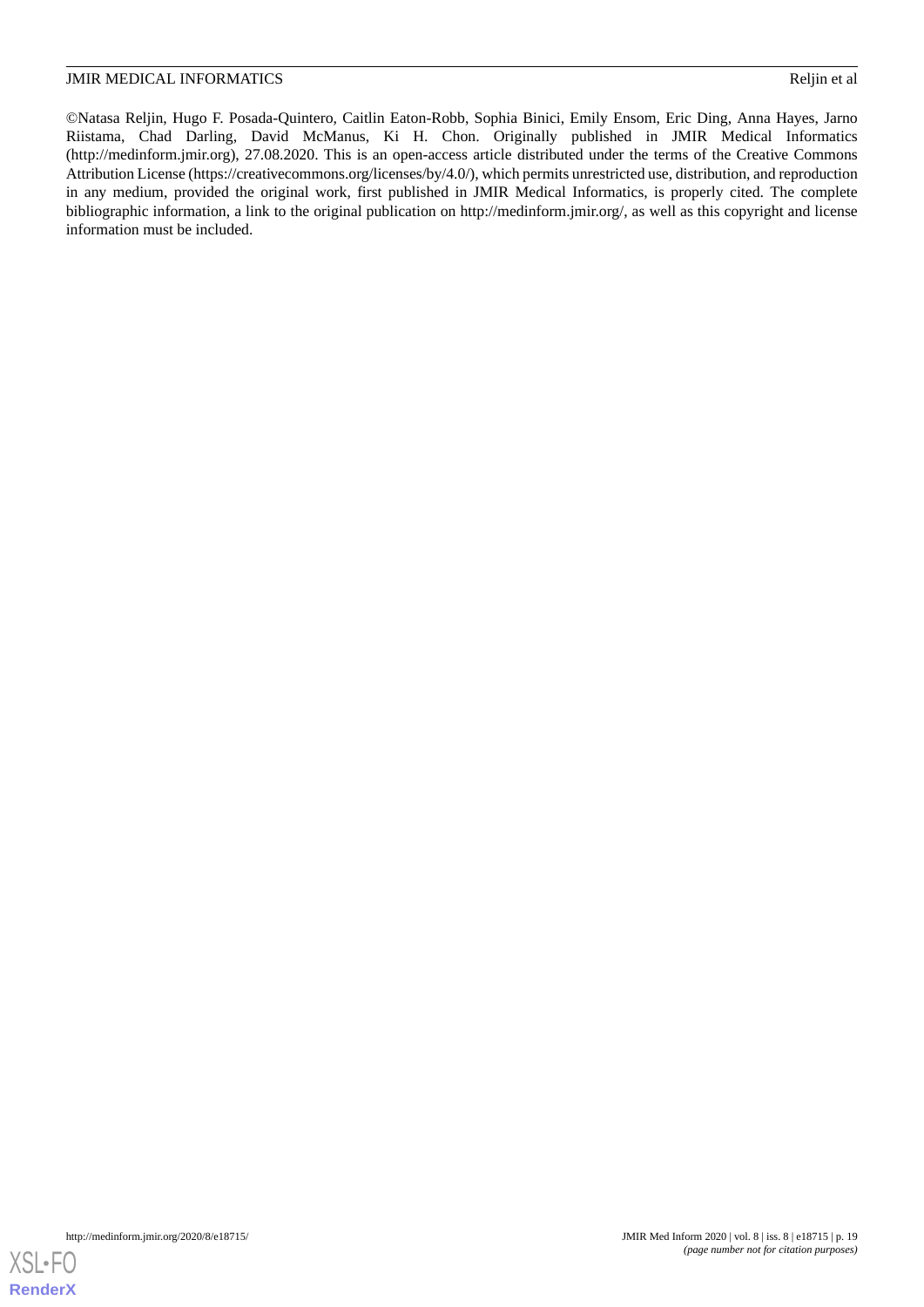©Natasa Reljin, Hugo F. Posada-Quintero, Caitlin Eaton-Robb, Sophia Binici, Emily Ensom, Eric Ding, Anna Hayes, Jarno Riistama, Chad Darling, David McManus, Ki H. Chon. Originally published in JMIR Medical Informatics (http://medinform.jmir.org), 27.08.2020. This is an open-access article distributed under the terms of the Creative Commons Attribution License (https://creativecommons.org/licenses/by/4.0/), which permits unrestricted use, distribution, and reproduction in any medium, provided the original work, first published in JMIR Medical Informatics, is properly cited. The complete bibliographic information, a link to the original publication on http://medinform.jmir.org/, as well as this copyright and license information must be included.